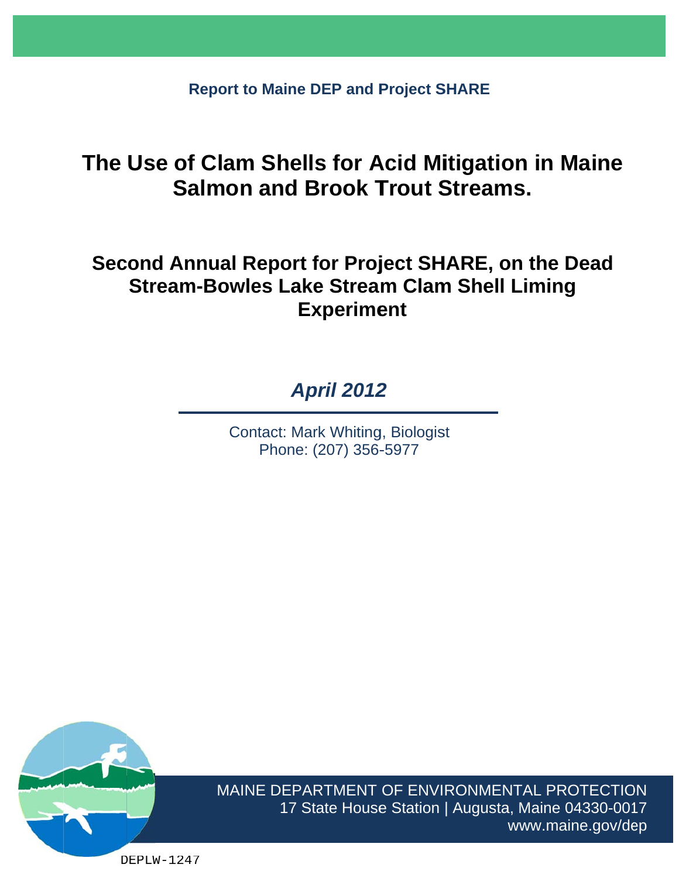**Report to Maine DEP and Project SHARE**

# The Use of Clam Shells for Acid Mitigation in Maine Salmon and Brook Trout Streams.

## Second Annual Report for Project SHARE, on the Dead Stream-Bowles Lake Stream Clam Shell Liming Experiment

***April 2012***

Contact: Mark Whiting, Biologist
Phone: (207) 356-5977

MAINE DEPARTMENT OF ENVIRONMENTAL PROTECTION
17 State House Station | Augusta, Maine 04330-0017
www.maine.gov/dep

DEPLW-1247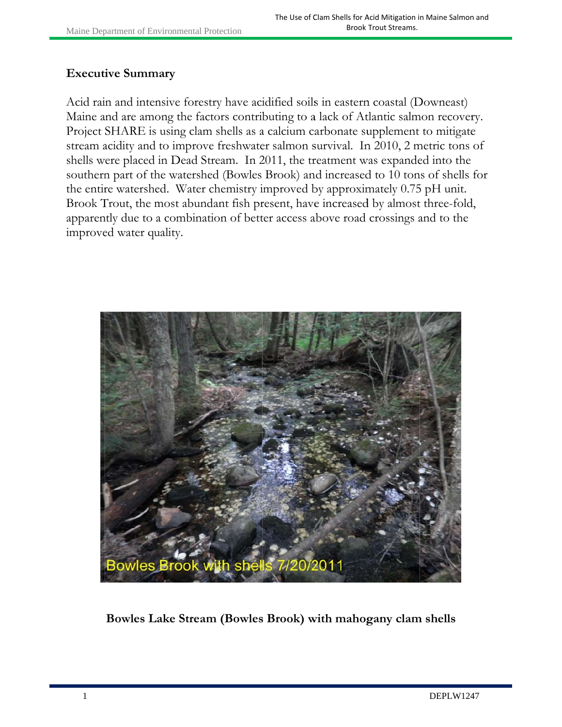## Executive Summary

Acid rain and intensive forestry have acidified soils in eastern coastal (Downeast) Maine and are among the factors contributing to a lack of Atlantic salmon recovery. Project SHARE is using clam shells as a calcium carbonate supplement to mitigate stream acidity and to improve freshwater salmon survival. In 2010, 2 metric tons of shells were placed in Dead Stream. In 2011, the treatment was expanded into the southern part of the watershed (Bowles Brook) and increased to 10 tons of shells for the entire watershed. Water chemistry improved by approximately 0.75 pH unit. Brook Trout, the most abundant fish present, have increased by almost three-fold, apparently due to a combination of better access above road crossings and to the improved water quality.

**Bowles Lake Stream (Bowles Brook) with mahogany clam shells**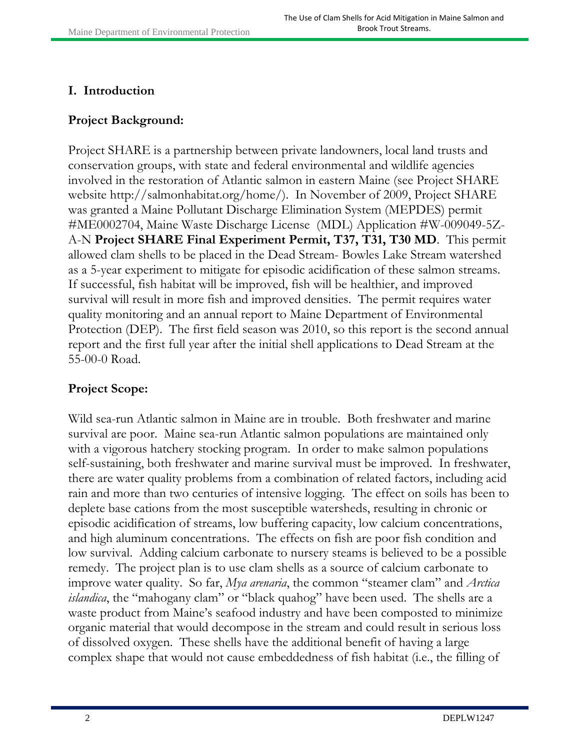## I. Introduction

### Project Background:

Project SHARE is a partnership between private landowners, local land trusts and conservation groups, with state and federal environmental and wildlife agencies involved in the restoration of Atlantic salmon in eastern Maine (see Project SHARE website http://salmonhabitat.org/home/). In November of 2009, Project SHARE was granted a Maine Pollutant Discharge Elimination System (MEPDES) permit #ME0002704, Maine Waste Discharge License (MDL) Application #W-009049-5Z-A-N **Project SHARE Final Experiment Permit, T37, T31, T30 MD**. This permit allowed clam shells to be placed in the Dead Stream- Bowles Lake Stream watershed as a 5-year experiment to mitigate for episodic acidification of these salmon streams. If successful, fish habitat will be improved, fish will be healthier, and improved survival will result in more fish and improved densities. The permit requires water quality monitoring and an annual report to Maine Department of Environmental Protection (DEP). The first field season was 2010, so this report is the second annual report and the first full year after the initial shell applications to Dead Stream at the 55-00-0 Road.

### Project Scope:

Wild sea-run Atlantic salmon in Maine are in trouble. Both freshwater and marine survival are poor. Maine sea-run Atlantic salmon populations are maintained only with a vigorous hatchery stocking program. In order to make salmon populations self-sustaining, both freshwater and marine survival must be improved. In freshwater, there are water quality problems from a combination of related factors, including acid rain and more than two centuries of intensive logging. The effect on soils has been to deplete base cations from the most susceptible watersheds, resulting in chronic or episodic acidification of streams, low buffering capacity, low calcium concentrations, and high aluminum concentrations. The effects on fish are poor fish condition and low survival. Adding calcium carbonate to nursery steams is believed to be a possible remedy. The project plan is to use clam shells as a source of calcium carbonate to improve water quality. So far, *Mya arenaria*, the common "steamer clam" and *Arctica islandica*, the "mahogany clam" or "black quahog" have been used. The shells are a waste product from Maine's seafood industry and have been composted to minimize organic material that would decompose in the stream and could result in serious loss of dissolved oxygen. These shells have the additional benefit of having a large complex shape that would not cause embeddedness of fish habitat (i.e., the filling of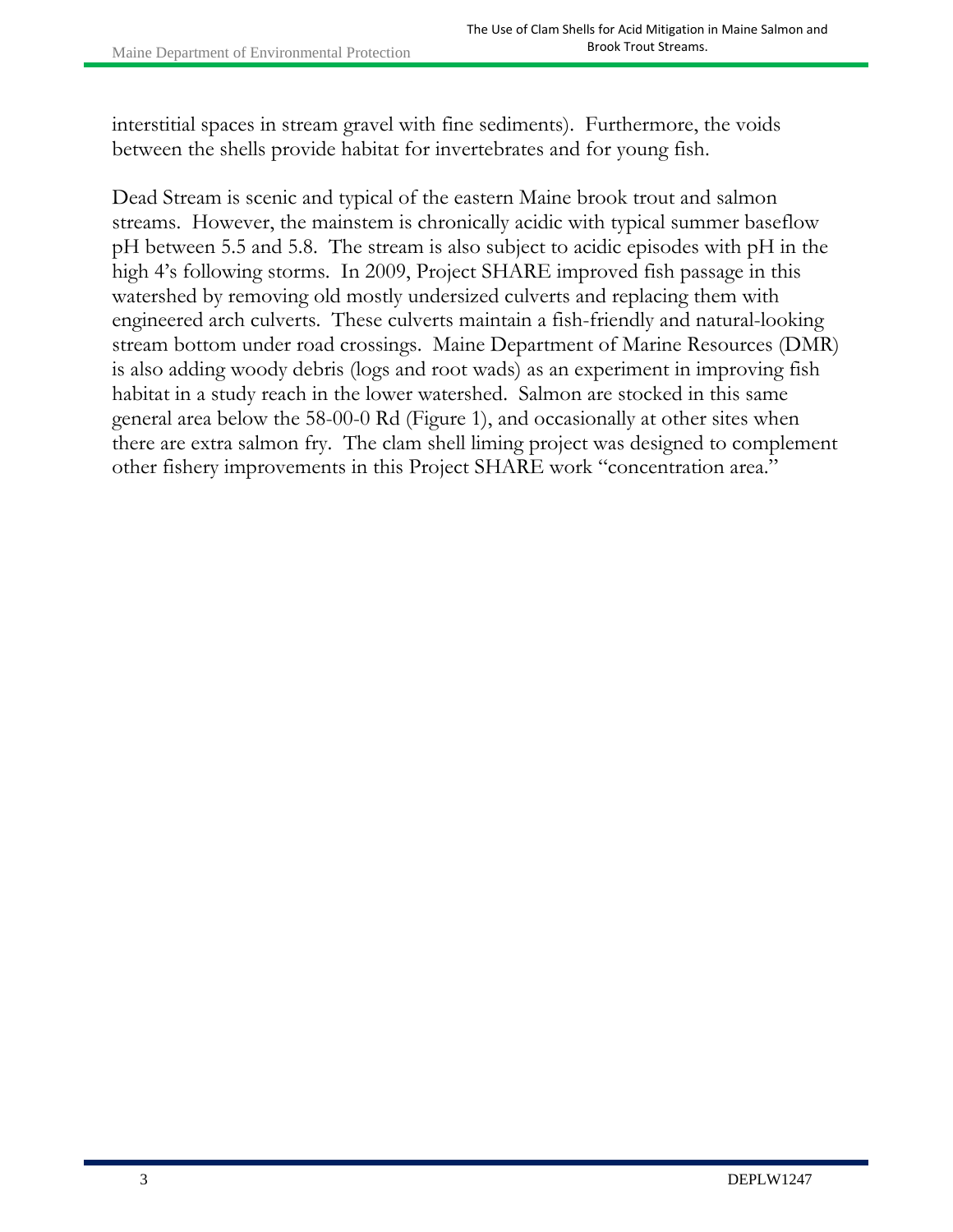interstitial spaces in stream gravel with fine sediments). Furthermore, the voids between the shells provide habitat for invertebrates and for young fish.

Dead Stream is scenic and typical of the eastern Maine brook trout and salmon streams. However, the mainstem is chronically acidic with typical summer baseflow pH between 5.5 and 5.8. The stream is also subject to acidic episodes with pH in the high 4's following storms. In 2009, Project SHARE improved fish passage in this watershed by removing old mostly undersized culverts and replacing them with engineered arch culverts. These culverts maintain a fish-friendly and natural-looking stream bottom under road crossings. Maine Department of Marine Resources (DMR) is also adding woody debris (logs and root wads) as an experiment in improving fish habitat in a study reach in the lower watershed. Salmon are stocked in this same general area below the 58-00-0 Rd (Figure 1), and occasionally at other sites when there are extra salmon fry. The clam shell liming project was designed to complement other fishery improvements in this Project SHARE work "concentration area."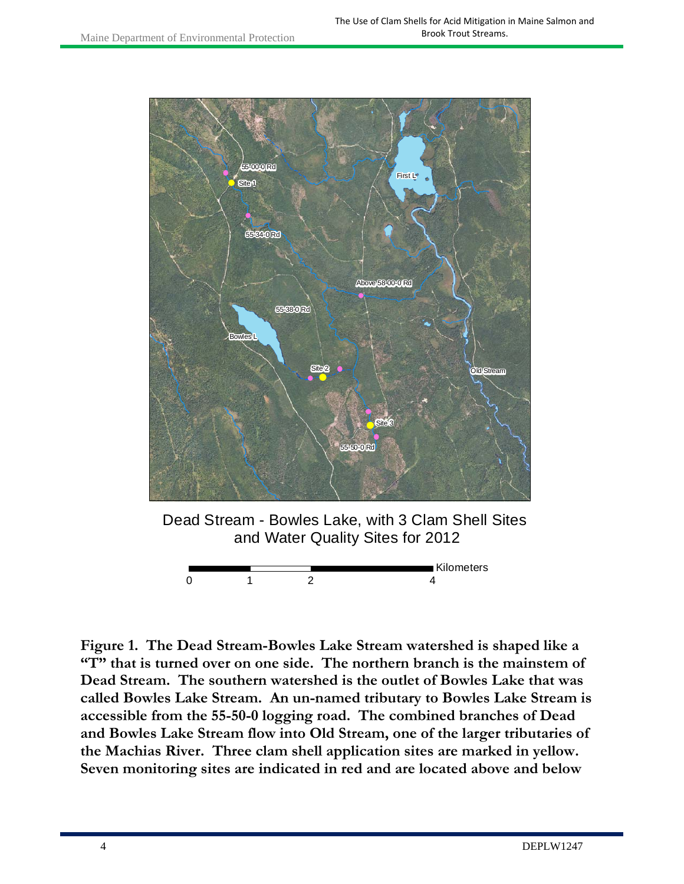Dead Stream - Bowles Lake, with 3 Clam Shell Sites and Water Quality Sites for 2012

**Figure 1. The Dead Stream-Bowles Lake Stream watershed is shaped like a "T" that is turned over on one side. The northern branch is the mainstem of Dead Stream. The southern watershed is the outlet of Bowles Lake that was called Bowles Lake Stream. An un-named tributary to Bowles Lake Stream is accessible from the 55-50-0 logging road. The combined branches of Dead and Bowles Lake Stream flow into Old Stream, one of the larger tributaries of the Machias River. Three clam shell application sites are marked in yellow. Seven monitoring sites are indicated in red and are located above and below**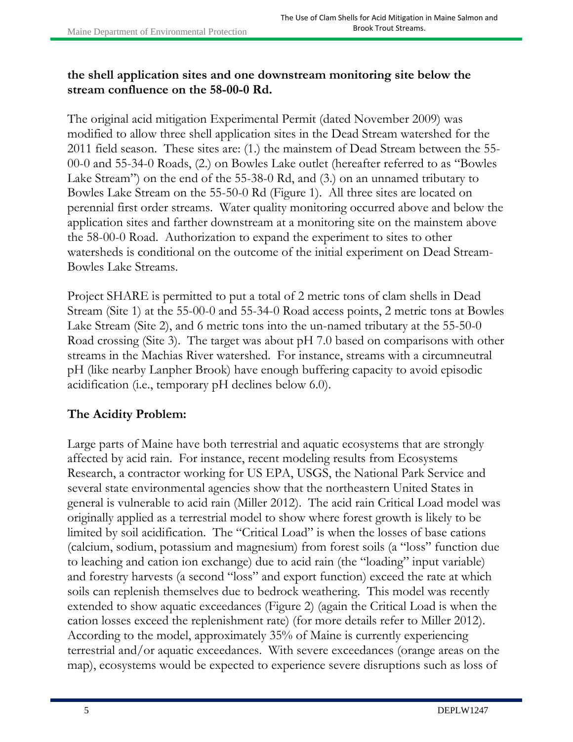**the shell application sites and one downstream monitoring site below the stream confluence on the 58-00-0 Rd.**

The original acid mitigation Experimental Permit (dated November 2009) was modified to allow three shell application sites in the Dead Stream watershed for the 2011 field season. These sites are: (1.) the mainstem of Dead Stream between the 55-00-0 and 55-34-0 Roads, (2.) on Bowles Lake outlet (hereafter referred to as "Bowles Lake Stream") on the end of the 55-38-0 Rd, and (3.) on an unnamed tributary to Bowles Lake Stream on the 55-50-0 Rd (Figure 1). All three sites are located on perennial first order streams. Water quality monitoring occurred above and below the application sites and farther downstream at a monitoring site on the mainstem above the 58-00-0 Road. Authorization to expand the experiment to sites to other watersheds is conditional on the outcome of the initial experiment on Dead Stream-Bowles Lake Streams.

Project SHARE is permitted to put a total of 2 metric tons of clam shells in Dead Stream (Site 1) at the 55-00-0 and 55-34-0 Road access points, 2 metric tons at Bowles Lake Stream (Site 2), and 6 metric tons into the un-named tributary at the 55-50-0 Road crossing (Site 3). The target was about pH 7.0 based on comparisons with other streams in the Machias River watershed. For instance, streams with a circumneutral pH (like nearby Lanpher Brook) have enough buffering capacity to avoid episodic acidification (i.e., temporary pH declines below 6.0).

## The Acidity Problem:

Large parts of Maine have both terrestrial and aquatic ecosystems that are strongly affected by acid rain. For instance, recent modeling results from Ecosystems Research, a contractor working for US EPA, USGS, the National Park Service and several state environmental agencies show that the northeastern United States in general is vulnerable to acid rain (Miller 2012). The acid rain Critical Load model was originally applied as a terrestrial model to show where forest growth is likely to be limited by soil acidification. The "Critical Load" is when the losses of base cations (calcium, sodium, potassium and magnesium) from forest soils (a "loss" function due to leaching and cation ion exchange) due to acid rain (the "loading" input variable) and forestry harvests (a second "loss" and export function) exceed the rate at which soils can replenish themselves due to bedrock weathering. This model was recently extended to show aquatic exceedances (Figure 2) (again the Critical Load is when the cation losses exceed the replenishment rate) (for more details refer to Miller 2012). According to the model, approximately 35% of Maine is currently experiencing terrestrial and/or aquatic exceedances. With severe exceedances (orange areas on the map), ecosystems would be expected to experience severe disruptions such as loss of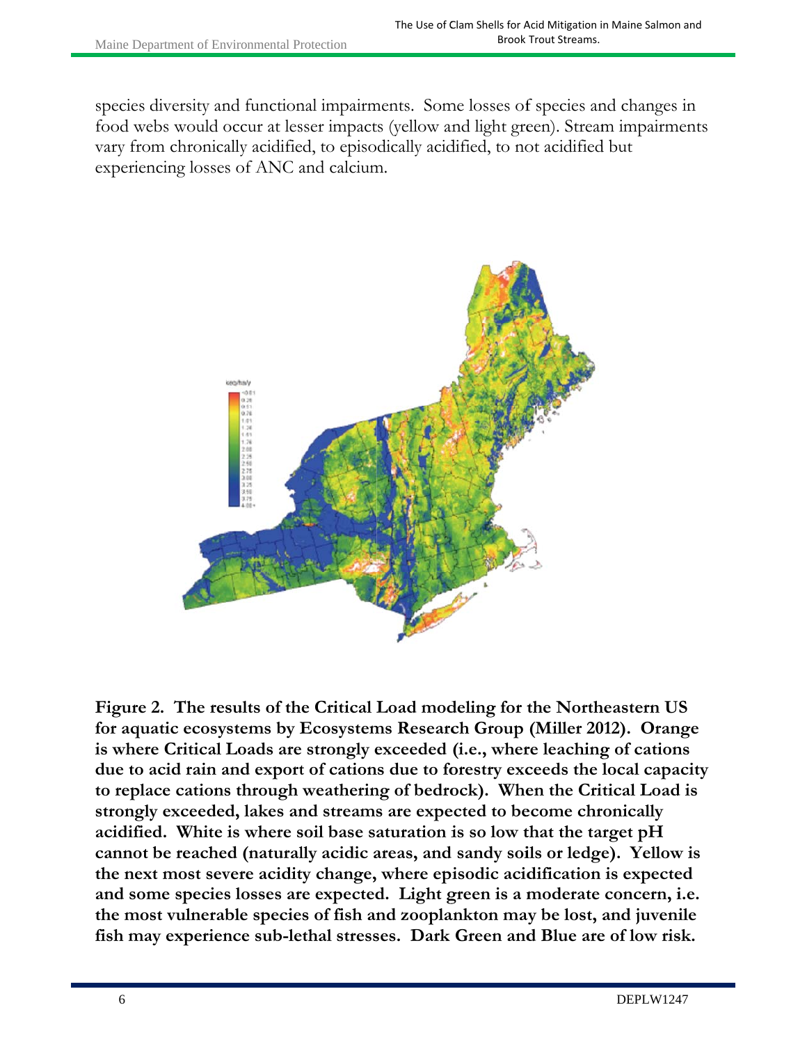species diversity and functional impairments. Some losses of species and changes in food webs would occur at lesser impacts (yellow and light green). Stream impairments vary from chronically acidified, to episodically acidified, to not acidified but experiencing losses of ANC and calcium.

**Figure 2. The results of the Critical Load modeling for the Northeastern US for aquatic ecosystems by Ecosystems Research Group (Miller 2012). Orange is where Critical Loads are strongly exceeded (i.e., where leaching of cations due to acid rain and export of cations due to forestry exceeds the local capacity to replace cations through weathering of bedrock). When the Critical Load is strongly exceeded, lakes and streams are expected to become chronically acidified. White is where soil base saturation is so low that the target pH cannot be reached (naturally acidic areas, and sandy soils or ledge). Yellow is the next most severe acidity change, where episodic acidification is expected and some species losses are expected. Light green is a moderate concern, i.e. the most vulnerable species of fish and zooplankton may be lost, and juvenile fish may experience sub-lethal stresses. Dark Green and Blue are of low risk.**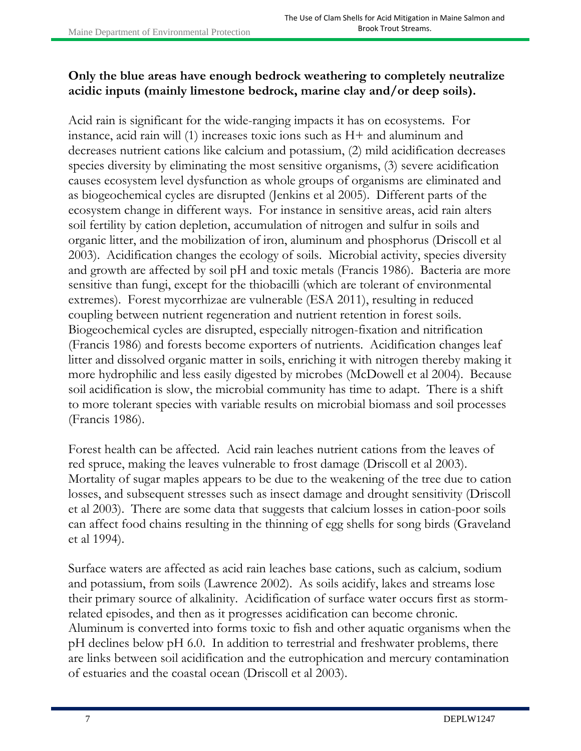**Only the blue areas have enough bedrock weathering to completely neutralize acidic inputs (mainly limestone bedrock, marine clay and/or deep soils).**

Acid rain is significant for the wide-ranging impacts it has on ecosystems. For instance, acid rain will (1) increases toxic ions such as H+ and aluminum and decreases nutrient cations like calcium and potassium, (2) mild acidification decreases species diversity by eliminating the most sensitive organisms, (3) severe acidification causes ecosystem level dysfunction as whole groups of organisms are eliminated and as biogeochemical cycles are disrupted (Jenkins et al 2005). Different parts of the ecosystem change in different ways. For instance in sensitive areas, acid rain alters soil fertility by cation depletion, accumulation of nitrogen and sulfur in soils and organic litter, and the mobilization of iron, aluminum and phosphorus (Driscoll et al 2003). Acidification changes the ecology of soils. Microbial activity, species diversity and growth are affected by soil pH and toxic metals (Francis 1986). Bacteria are more sensitive than fungi, except for the thiobacilli (which are tolerant of environmental extremes). Forest mycorrhizae are vulnerable (ESA 2011), resulting in reduced coupling between nutrient regeneration and nutrient retention in forest soils. Biogeochemical cycles are disrupted, especially nitrogen-fixation and nitrification (Francis 1986) and forests become exporters of nutrients. Acidification changes leaf litter and dissolved organic matter in soils, enriching it with nitrogen thereby making it more hydrophilic and less easily digested by microbes (McDowell et al 2004). Because soil acidification is slow, the microbial community has time to adapt. There is a shift to more tolerant species with variable results on microbial biomass and soil processes (Francis 1986).

Forest health can be affected. Acid rain leaches nutrient cations from the leaves of red spruce, making the leaves vulnerable to frost damage (Driscoll et al 2003). Mortality of sugar maples appears to be due to the weakening of the tree due to cation losses, and subsequent stresses such as insect damage and drought sensitivity (Driscoll et al 2003). There are some data that suggests that calcium losses in cation-poor soils can affect food chains resulting in the thinning of egg shells for song birds (Graveland et al 1994).

Surface waters are affected as acid rain leaches base cations, such as calcium, sodium and potassium, from soils (Lawrence 2002). As soils acidify, lakes and streams lose their primary source of alkalinity. Acidification of surface water occurs first as storm-related episodes, and then as it progresses acidification can become chronic. Aluminum is converted into forms toxic to fish and other aquatic organisms when the pH declines below pH 6.0. In addition to terrestrial and freshwater problems, there are links between soil acidification and the eutrophication and mercury contamination of estuaries and the coastal ocean (Driscoll et al 2003).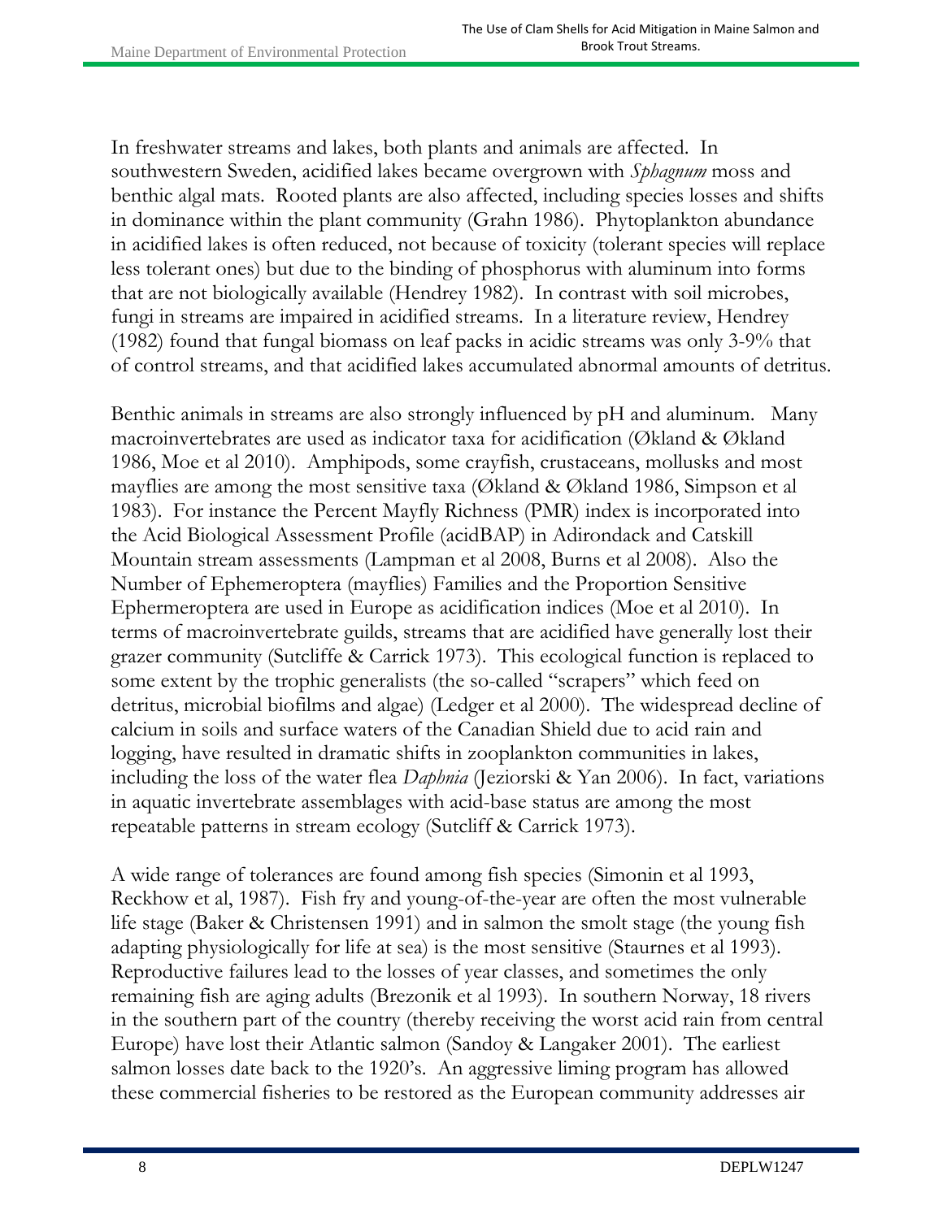In freshwater streams and lakes, both plants and animals are affected. In southwestern Sweden, acidified lakes became overgrown with *Sphagnum* moss and benthic algal mats. Rooted plants are also affected, including species losses and shifts in dominance within the plant community (Grahn 1986). Phytoplankton abundance in acidified lakes is often reduced, not because of toxicity (tolerant species will replace less tolerant ones) but due to the binding of phosphorus with aluminum into forms that are not biologically available (Hendrey 1982). In contrast with soil microbes, fungi in streams are impaired in acidified streams. In a literature review, Hendrey (1982) found that fungal biomass on leaf packs in acidic streams was only 3-9% that of control streams, and that acidified lakes accumulated abnormal amounts of detritus.

Benthic animals in streams are also strongly influenced by pH and aluminum. Many macroinvertebrates are used as indicator taxa for acidification (Økland & Økland 1986, Moe et al 2010). Amphipods, some crayfish, crustaceans, mollusks and most mayflies are among the most sensitive taxa (Økland & Økland 1986, Simpson et al 1983). For instance the Percent Mayfly Richness (PMR) index is incorporated into the Acid Biological Assessment Profile (acidBAP) in Adirondack and Catskill Mountain stream assessments (Lampman et al 2008, Burns et al 2008). Also the Number of Ephemeroptera (mayflies) Families and the Proportion Sensitive Ephermeroptera are used in Europe as acidification indices (Moe et al 2010). In terms of macroinvertebrate guilds, streams that are acidified have generally lost their grazer community (Sutcliffe & Carrick 1973). This ecological function is replaced to some extent by the trophic generalists (the so-called "scrapers" which feed on detritus, microbial biofilms and algae) (Ledger et al 2000). The widespread decline of calcium in soils and surface waters of the Canadian Shield due to acid rain and logging, have resulted in dramatic shifts in zooplankton communities in lakes, including the loss of the water flea *Daphnia* (Jeziorski & Yan 2006). In fact, variations in aquatic invertebrate assemblages with acid-base status are among the most repeatable patterns in stream ecology (Sutcliff & Carrick 1973).

A wide range of tolerances are found among fish species (Simonin et al 1993, Reckhow et al, 1987). Fish fry and young-of-the-year are often the most vulnerable life stage (Baker & Christensen 1991) and in salmon the smolt stage (the young fish adapting physiologically for life at sea) is the most sensitive (Staurnes et al 1993). Reproductive failures lead to the losses of year classes, and sometimes the only remaining fish are aging adults (Brezonik et al 1993). In southern Norway, 18 rivers in the southern part of the country (thereby receiving the worst acid rain from central Europe) have lost their Atlantic salmon (Sandoy & Langaker 2001). The earliest salmon losses date back to the 1920's. An aggressive liming program has allowed these commercial fisheries to be restored as the European community addresses air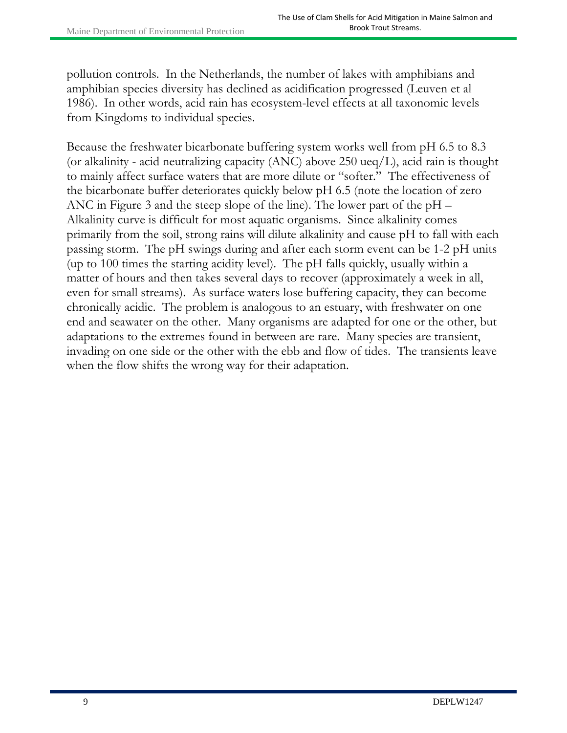pollution controls. In the Netherlands, the number of lakes with amphibians and amphibian species diversity has declined as acidification progressed (Leuven et al 1986). In other words, acid rain has ecosystem-level effects at all taxonomic levels from Kingdoms to individual species.

Because the freshwater bicarbonate buffering system works well from pH 6.5 to 8.3 (or alkalinity - acid neutralizing capacity (ANC) above 250 ueq/L), acid rain is thought to mainly affect surface waters that are more dilute or "softer." The effectiveness of the bicarbonate buffer deteriorates quickly below pH 6.5 (note the location of zero ANC in Figure 3 and the steep slope of the line). The lower part of the pH – Alkalinity curve is difficult for most aquatic organisms. Since alkalinity comes primarily from the soil, strong rains will dilute alkalinity and cause pH to fall with each passing storm. The pH swings during and after each storm event can be 1-2 pH units (up to 100 times the starting acidity level). The pH falls quickly, usually within a matter of hours and then takes several days to recover (approximately a week in all, even for small streams). As surface waters lose buffering capacity, they can become chronically acidic. The problem is analogous to an estuary, with freshwater on one end and seawater on the other. Many organisms are adapted for one or the other, but adaptations to the extremes found in between are rare. Many species are transient, invading on one side or the other with the ebb and flow of tides. The transients leave when the flow shifts the wrong way for their adaptation.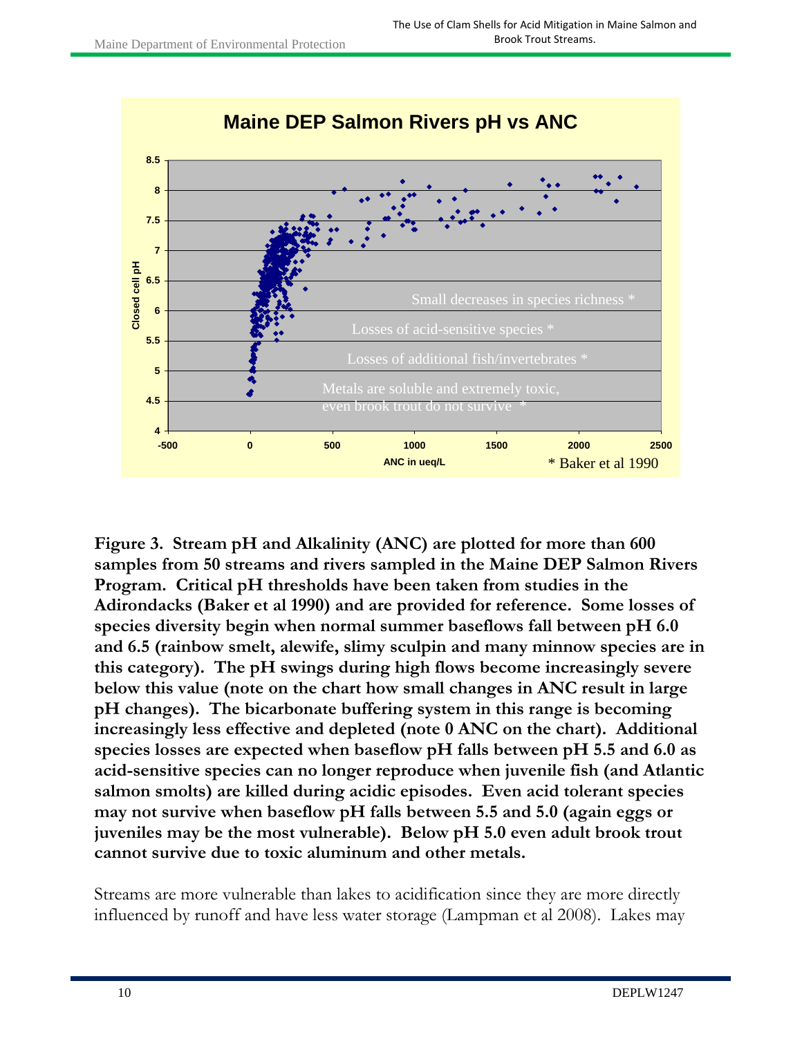**Figure 3. Stream pH and Alkalinity (ANC) are plotted for more than 600 samples from 50 streams and rivers sampled in the Maine DEP Salmon Rivers Program. Critical pH thresholds have been taken from studies in the Adirondacks (Baker et al 1990) and are provided for reference. Some losses of species diversity begin when normal summer baseflows fall between pH 6.0 and 6.5 (rainbow smelt, alewife, slimy sculpin and many minnow species are in this category). The pH swings during high flows become increasingly severe below this value (note on the chart how small changes in ANC result in large pH changes). The bicarbonate buffering system in this range is becoming increasingly less effective and depleted (note 0 ANC on the chart). Additional species losses are expected when baseflow pH falls between pH 5.5 and 6.0 as acid-sensitive species can no longer reproduce when juvenile fish (and Atlantic salmon smolts) are killed during acidic episodes. Even acid tolerant species may not survive when baseflow pH falls between 5.5 and 5.0 (again eggs or juveniles may be the most vulnerable). Below pH 5.0 even adult brook trout cannot survive due to toxic aluminum and other metals.**

Streams are more vulnerable than lakes to acidification since they are more directly influenced by runoff and have less water storage (Lampman et al 2008). Lakes may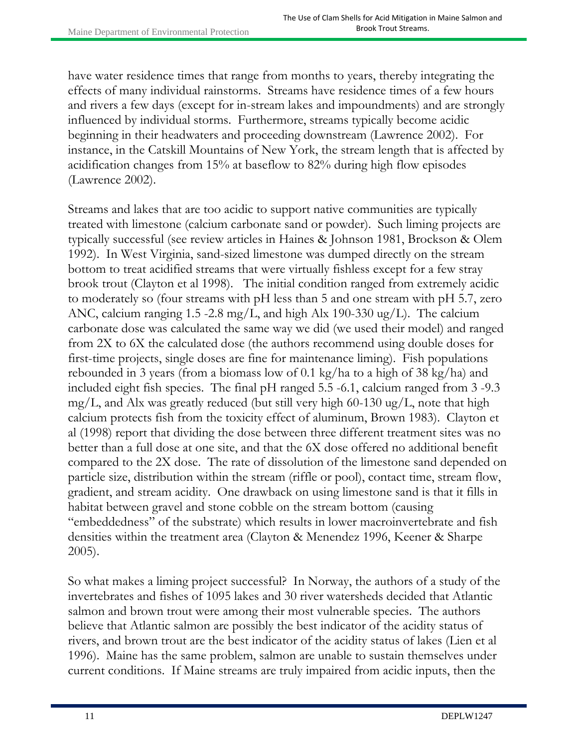have water residence times that range from months to years, thereby integrating the effects of many individual rainstorms. Streams have residence times of a few hours and rivers a few days (except for in-stream lakes and impoundments) and are strongly influenced by individual storms. Furthermore, streams typically become acidic beginning in their headwaters and proceeding downstream (Lawrence 2002). For instance, in the Catskill Mountains of New York, the stream length that is affected by acidification changes from 15% at baseflow to 82% during high flow episodes (Lawrence 2002).

Streams and lakes that are too acidic to support native communities are typically treated with limestone (calcium carbonate sand or powder). Such liming projects are typically successful (see review articles in Haines & Johnson 1981, Brockson & Olem 1992). In West Virginia, sand-sized limestone was dumped directly on the stream bottom to treat acidified streams that were virtually fishless except for a few stray brook trout (Clayton et al 1998). The initial condition ranged from extremely acidic to moderately so (four streams with pH less than 5 and one stream with pH 5.7, zero ANC, calcium ranging 1.5 -2.8 mg/L, and high Alx 190-330 ug/L). The calcium carbonate dose was calculated the same way we did (we used their model) and ranged from 2X to 6X the calculated dose (the authors recommend using double doses for first-time projects, single doses are fine for maintenance liming). Fish populations rebounded in 3 years (from a biomass low of 0.1 kg/ha to a high of 38 kg/ha) and included eight fish species. The final pH ranged 5.5 -6.1, calcium ranged from 3 -9.3 mg/L, and Alx was greatly reduced (but still very high 60-130 ug/L, note that high calcium protects fish from the toxicity effect of aluminum, Brown 1983). Clayton et al (1998) report that dividing the dose between three different treatment sites was no better than a full dose at one site, and that the 6X dose offered no additional benefit compared to the 2X dose. The rate of dissolution of the limestone sand depended on particle size, distribution within the stream (riffle or pool), contact time, stream flow, gradient, and stream acidity. One drawback on using limestone sand is that it fills in habitat between gravel and stone cobble on the stream bottom (causing "embeddedness" of the substrate) which results in lower macroinvertebrate and fish densities within the treatment area (Clayton & Menendez 1996, Keener & Sharpe 2005).

So what makes a liming project successful? In Norway, the authors of a study of the invertebrates and fishes of 1095 lakes and 30 river watersheds decided that Atlantic salmon and brown trout were among their most vulnerable species. The authors believe that Atlantic salmon are possibly the best indicator of the acidity status of rivers, and brown trout are the best indicator of the acidity status of lakes (Lien et al 1996). Maine has the same problem, salmon are unable to sustain themselves under current conditions. If Maine streams are truly impaired from acidic inputs, then the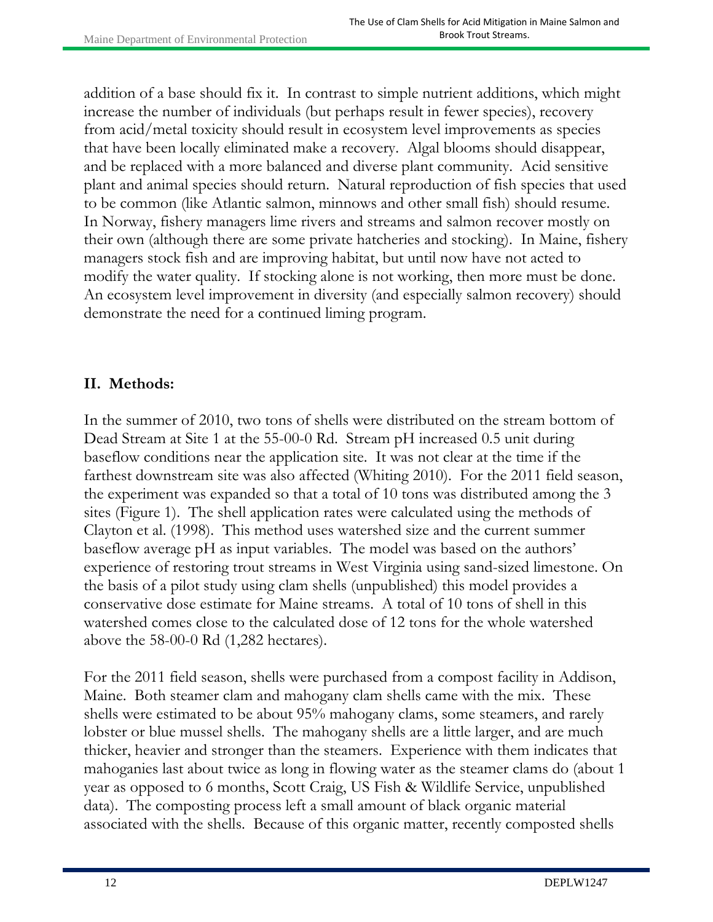addition of a base should fix it. In contrast to simple nutrient additions, which might increase the number of individuals (but perhaps result in fewer species), recovery from acid/metal toxicity should result in ecosystem level improvements as species that have been locally eliminated make a recovery. Algal blooms should disappear, and be replaced with a more balanced and diverse plant community. Acid sensitive plant and animal species should return. Natural reproduction of fish species that used to be common (like Atlantic salmon, minnows and other small fish) should resume. In Norway, fishery managers lime rivers and streams and salmon recover mostly on their own (although there are some private hatcheries and stocking). In Maine, fishery managers stock fish and are improving habitat, but until now have not acted to modify the water quality. If stocking alone is not working, then more must be done. An ecosystem level improvement in diversity (and especially salmon recovery) should demonstrate the need for a continued liming program.

## II. Methods:

In the summer of 2010, two tons of shells were distributed on the stream bottom of Dead Stream at Site 1 at the 55-00-0 Rd. Stream pH increased 0.5 unit during baseflow conditions near the application site. It was not clear at the time if the farthest downstream site was also affected (Whiting 2010). For the 2011 field season, the experiment was expanded so that a total of 10 tons was distributed among the 3 sites (Figure 1). The shell application rates were calculated using the methods of Clayton et al. (1998). This method uses watershed size and the current summer baseflow average pH as input variables. The model was based on the authors' experience of restoring trout streams in West Virginia using sand-sized limestone. On the basis of a pilot study using clam shells (unpublished) this model provides a conservative dose estimate for Maine streams. A total of 10 tons of shell in this watershed comes close to the calculated dose of 12 tons for the whole watershed above the 58-00-0 Rd (1,282 hectares).

For the 2011 field season, shells were purchased from a compost facility in Addison, Maine. Both steamer clam and mahogany clam shells came with the mix. These shells were estimated to be about 95% mahogany clams, some steamers, and rarely lobster or blue mussel shells. The mahogany shells are a little larger, and are much thicker, heavier and stronger than the steamers. Experience with them indicates that mahoganies last about twice as long in flowing water as the steamer clams do (about 1 year as opposed to 6 months, Scott Craig, US Fish & Wildlife Service, unpublished data). The composting process left a small amount of black organic material associated with the shells. Because of this organic matter, recently composted shells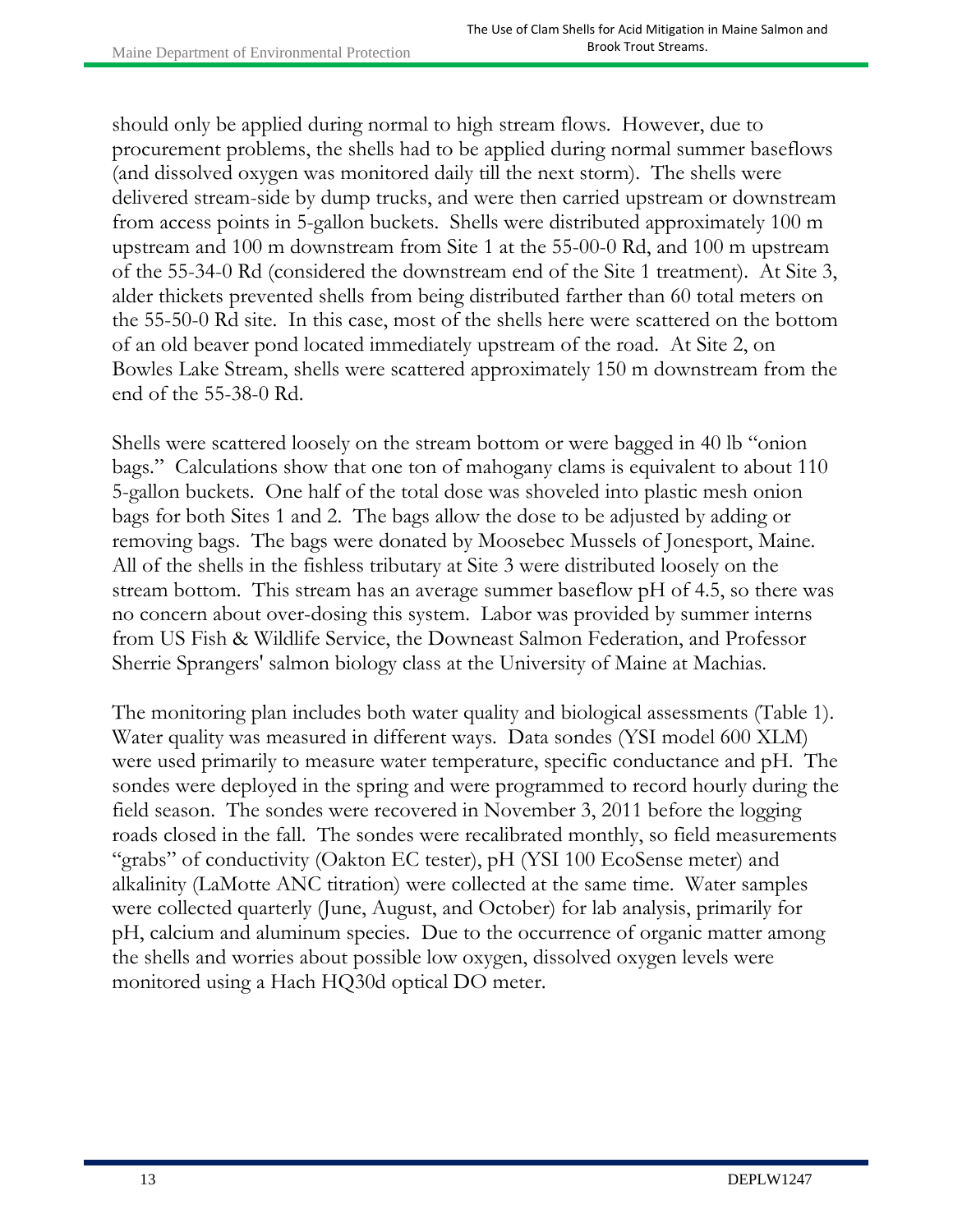should only be applied during normal to high stream flows. However, due to procurement problems, the shells had to be applied during normal summer baseflows (and dissolved oxygen was monitored daily till the next storm). The shells were delivered stream-side by dump trucks, and were then carried upstream or downstream from access points in 5-gallon buckets. Shells were distributed approximately 100 m upstream and 100 m downstream from Site 1 at the 55-00-0 Rd, and 100 m upstream of the 55-34-0 Rd (considered the downstream end of the Site 1 treatment). At Site 3, alder thickets prevented shells from being distributed farther than 60 total meters on the 55-50-0 Rd site. In this case, most of the shells here were scattered on the bottom of an old beaver pond located immediately upstream of the road. At Site 2, on Bowles Lake Stream, shells were scattered approximately 150 m downstream from the end of the 55-38-0 Rd.

Shells were scattered loosely on the stream bottom or were bagged in 40 lb "onion bags." Calculations show that one ton of mahogany clams is equivalent to about 110 5-gallon buckets. One half of the total dose was shoveled into plastic mesh onion bags for both Sites 1 and 2. The bags allow the dose to be adjusted by adding or removing bags. The bags were donated by Moosebec Mussels of Jonesport, Maine. All of the shells in the fishless tributary at Site 3 were distributed loosely on the stream bottom. This stream has an average summer baseflow pH of 4.5, so there was no concern about over-dosing this system. Labor was provided by summer interns from US Fish & Wildlife Service, the Downeast Salmon Federation, and Professor Sherrie Sprangers' salmon biology class at the University of Maine at Machias.

The monitoring plan includes both water quality and biological assessments (Table 1). Water quality was measured in different ways. Data sondes (YSI model 600 XLM) were used primarily to measure water temperature, specific conductance and pH. The sondes were deployed in the spring and were programmed to record hourly during the field season. The sondes were recovered in November 3, 2011 before the logging roads closed in the fall. The sondes were recalibrated monthly, so field measurements "grabs" of conductivity (Oakton EC tester), pH (YSI 100 EcoSense meter) and alkalinity (LaMotte ANC titration) were collected at the same time. Water samples were collected quarterly (June, August, and October) for lab analysis, primarily for pH, calcium and aluminum species. Due to the occurrence of organic matter among the shells and worries about possible low oxygen, dissolved oxygen levels were monitored using a Hach HQ30d optical DO meter.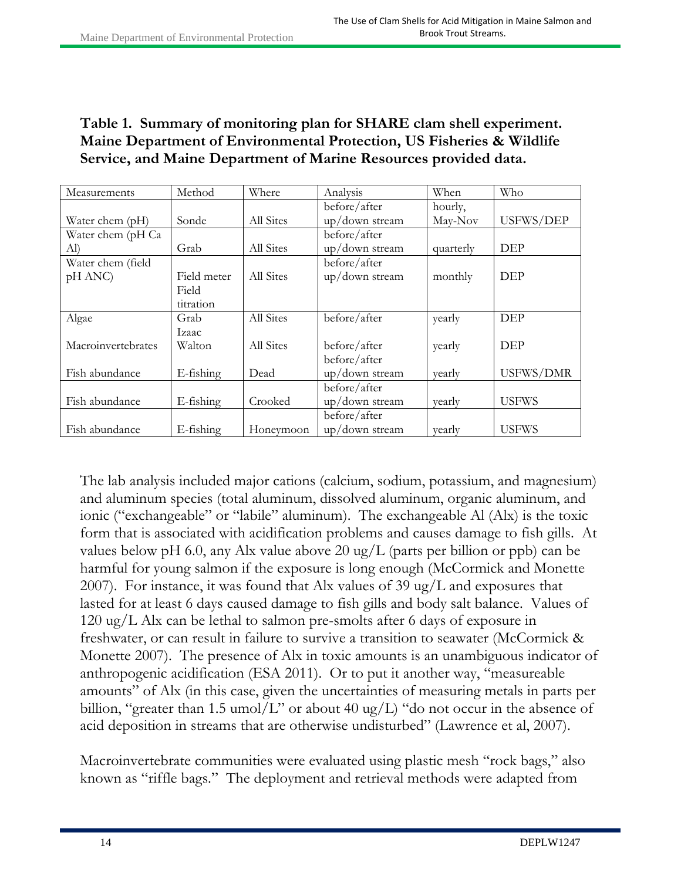**Table 1. Summary of monitoring plan for SHARE clam shell experiment. Maine Department of Environmental Protection, US Fisheries & Wildlife Service, and Maine Department of Marine Resources provided data.**

| Measurements | Method | Where | Analysis | When | Who |
|---|---|---|---|---|---|
| Water chem (pH) | Sonde | All Sites | before/after up/down stream | hourly, May-Nov | USFWS/DEP |
| Water chem (pH Ca Al) | Grab | All Sites | before/after up/down stream | quarterly | DEP |
| Water chem (field pH ANC) | Field meter Field titration | All Sites | before/after up/down stream | monthly | DEP |
| Algae | Grab | All Sites | before/after | yearly | DEP |
| Macroinvertebrates | Izaac Walton | All Sites | before/after | yearly | DEP |
| Fish abundance | E-fishing | Dead | before/after up/down stream | yearly | USFWS/DMR |
| Fish abundance | E-fishing | Crooked | before/after up/down stream | yearly | USFWS |
| Fish abundance | E-fishing | Honeymoon | before/after up/down stream | yearly | USFWS |

The lab analysis included major cations (calcium, sodium, potassium, and magnesium) and aluminum species (total aluminum, dissolved aluminum, organic aluminum, and ionic ("exchangeable" or "labile" aluminum). The exchangeable Al (Alx) is the toxic form that is associated with acidification problems and causes damage to fish gills. At values below pH 6.0, any Alx value above 20 ug/L (parts per billion or ppb) can be harmful for young salmon if the exposure is long enough (McCormick and Monette 2007). For instance, it was found that Alx values of 39 ug/L and exposures that lasted for at least 6 days caused damage to fish gills and body salt balance. Values of 120 ug/L Alx can be lethal to salmon pre-smolts after 6 days of exposure in freshwater, or can result in failure to survive a transition to seawater (McCormick & Monette 2007). The presence of Alx in toxic amounts is an unambiguous indicator of anthropogenic acidification (ESA 2011). Or to put it another way, "measureable amounts" of Alx (in this case, given the uncertainties of measuring metals in parts per billion, "greater than 1.5 umol/L" or about 40 ug/L) "do not occur in the absence of acid deposition in streams that are otherwise undisturbed" (Lawrence et al, 2007).

Macroinvertebrate communities were evaluated using plastic mesh "rock bags," also known as "riffle bags." The deployment and retrieval methods were adapted from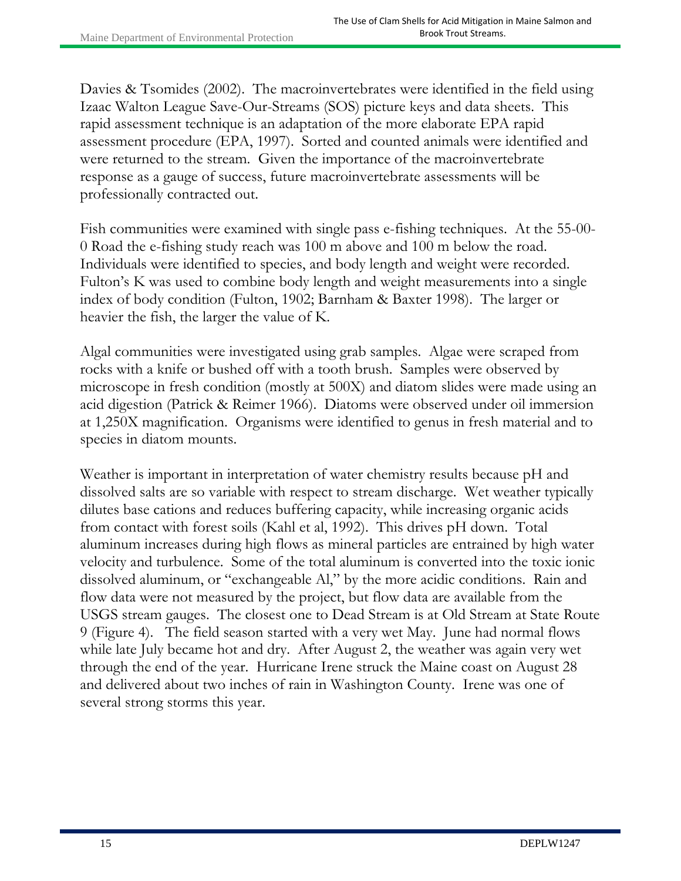Davies & Tsomides (2002). The macroinvertebrates were identified in the field using Izaac Walton League Save-Our-Streams (SOS) picture keys and data sheets. This rapid assessment technique is an adaptation of the more elaborate EPA rapid assessment procedure (EPA, 1997). Sorted and counted animals were identified and were returned to the stream. Given the importance of the macroinvertebrate response as a gauge of success, future macroinvertebrate assessments will be professionally contracted out.

Fish communities were examined with single pass e-fishing techniques. At the 55-00-0 Road the e-fishing study reach was 100 m above and 100 m below the road. Individuals were identified to species, and body length and weight were recorded. Fulton's K was used to combine body length and weight measurements into a single index of body condition (Fulton, 1902; Barnham & Baxter 1998). The larger or heavier the fish, the larger the value of K.

Algal communities were investigated using grab samples. Algae were scraped from rocks with a knife or bushed off with a tooth brush. Samples were observed by microscope in fresh condition (mostly at 500X) and diatom slides were made using an acid digestion (Patrick & Reimer 1966). Diatoms were observed under oil immersion at 1,250X magnification. Organisms were identified to genus in fresh material and to species in diatom mounts.

Weather is important in interpretation of water chemistry results because pH and dissolved salts are so variable with respect to stream discharge. Wet weather typically dilutes base cations and reduces buffering capacity, while increasing organic acids from contact with forest soils (Kahl et al, 1992). This drives pH down. Total aluminum increases during high flows as mineral particles are entrained by high water velocity and turbulence. Some of the total aluminum is converted into the toxic ionic dissolved aluminum, or "exchangeable Al," by the more acidic conditions. Rain and flow data were not measured by the project, but flow data are available from the USGS stream gauges. The closest one to Dead Stream is at Old Stream at State Route 9 (Figure 4). The field season started with a very wet May. June had normal flows while late July became hot and dry. After August 2, the weather was again very wet through the end of the year. Hurricane Irene struck the Maine coast on August 28 and delivered about two inches of rain in Washington County. Irene was one of several strong storms this year.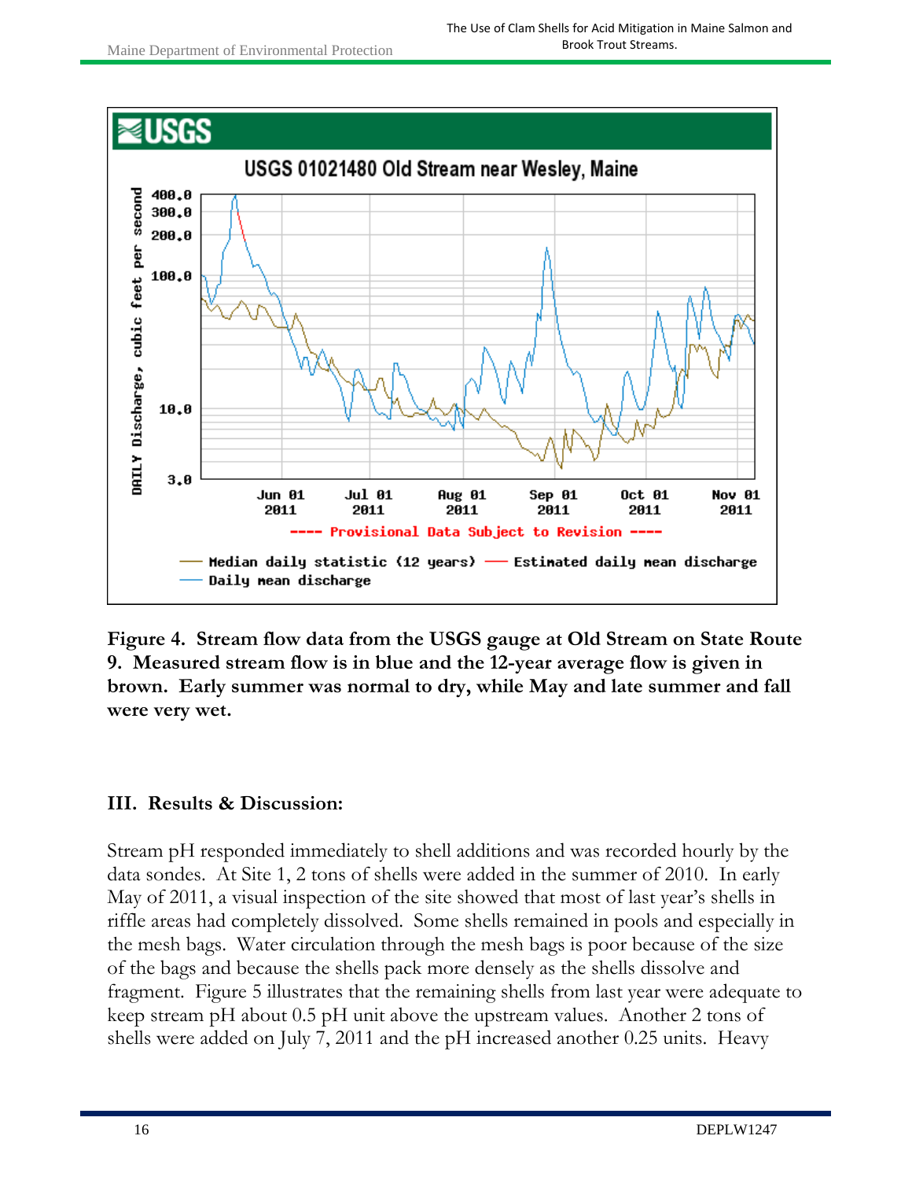**Figure 4. Stream flow data from the USGS gauge at Old Stream on State Route 9. Measured stream flow is in blue and the 12-year average flow is given in brown. Early summer was normal to dry, while May and late summer and fall were very wet.**

## III. Results & Discussion:

Stream pH responded immediately to shell additions and was recorded hourly by the data sondes. At Site 1, 2 tons of shells were added in the summer of 2010. In early May of 2011, a visual inspection of the site showed that most of last year's shells in riffle areas had completely dissolved. Some shells remained in pools and especially in the mesh bags. Water circulation through the mesh bags is poor because of the size of the bags and because the shells pack more densely as the shells dissolve and fragment. Figure 5 illustrates that the remaining shells from last year were adequate to keep stream pH about 0.5 pH unit above the upstream values. Another 2 tons of shells were added on July 7, 2011 and the pH increased another 0.25 units. Heavy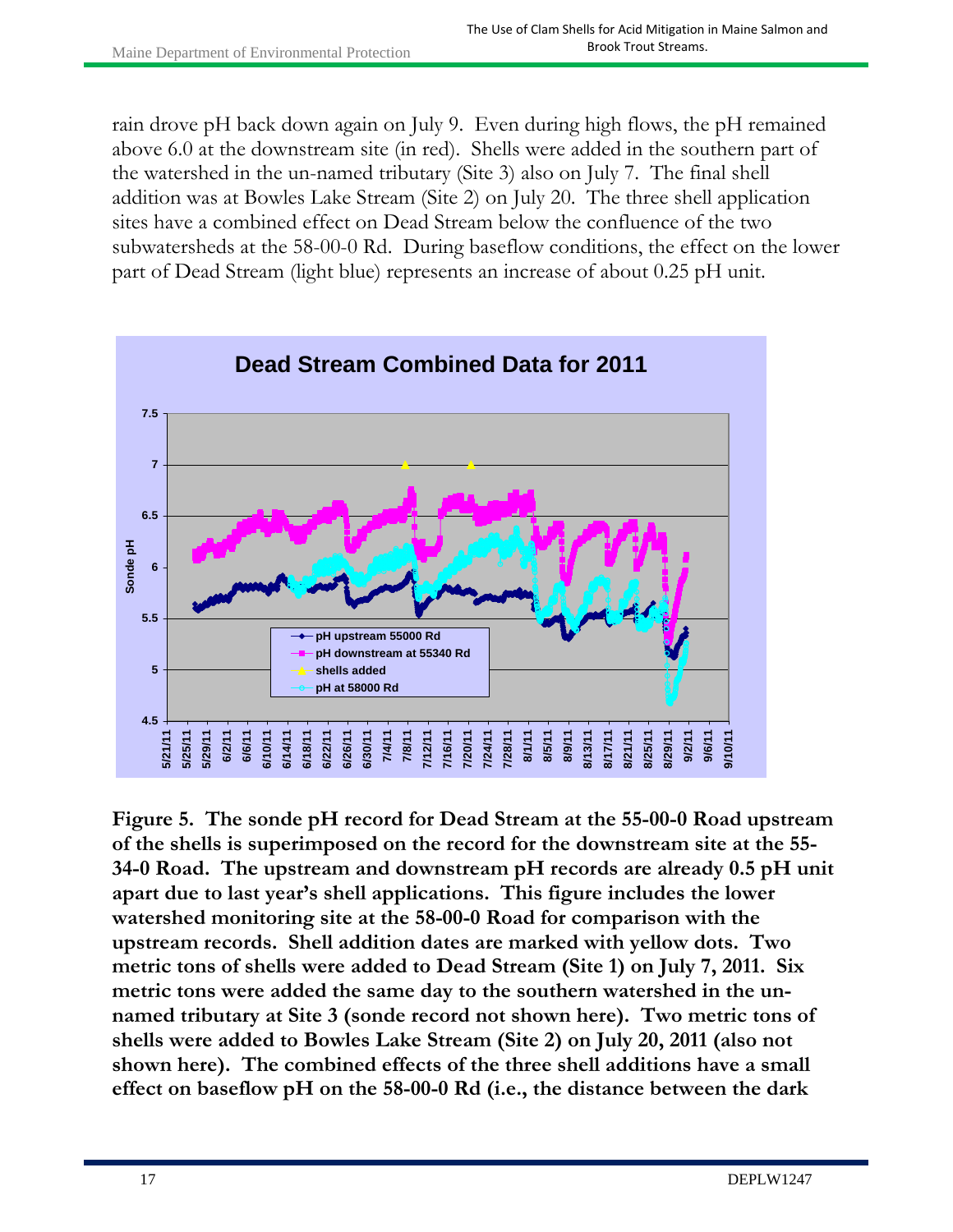rain drove pH back down again on July 9. Even during high flows, the pH remained above 6.0 at the downstream site (in red). Shells were added in the southern part of the watershed in the un-named tributary (Site 3) also on July 7. The final shell addition was at Bowles Lake Stream (Site 2) on July 20. The three shell application sites have a combined effect on Dead Stream below the confluence of the two subwatersheds at the 58-00-0 Rd. During baseflow conditions, the effect on the lower part of Dead Stream (light blue) represents an increase of about 0.25 pH unit.

**Figure 5. The sonde pH record for Dead Stream at the 55-00-0 Road upstream of the shells is superimposed on the record for the downstream site at the 55-34-0 Road. The upstream and downstream pH records are already 0.5 pH unit apart due to last year's shell applications. This figure includes the lower watershed monitoring site at the 58-00-0 Road for comparison with the upstream records. Shell addition dates are marked with yellow dots. Two metric tons of shells were added to Dead Stream (Site 1) on July 7, 2011. Six metric tons were added the same day to the southern watershed in the un-named tributary at Site 3 (sonde record not shown here). Two metric tons of shells were added to Bowles Lake Stream (Site 2) on July 20, 2011 (also not shown here). The combined effects of the three shell additions have a small effect on baseflow pH on the 58-00-0 Rd (i.e., the distance between the dark**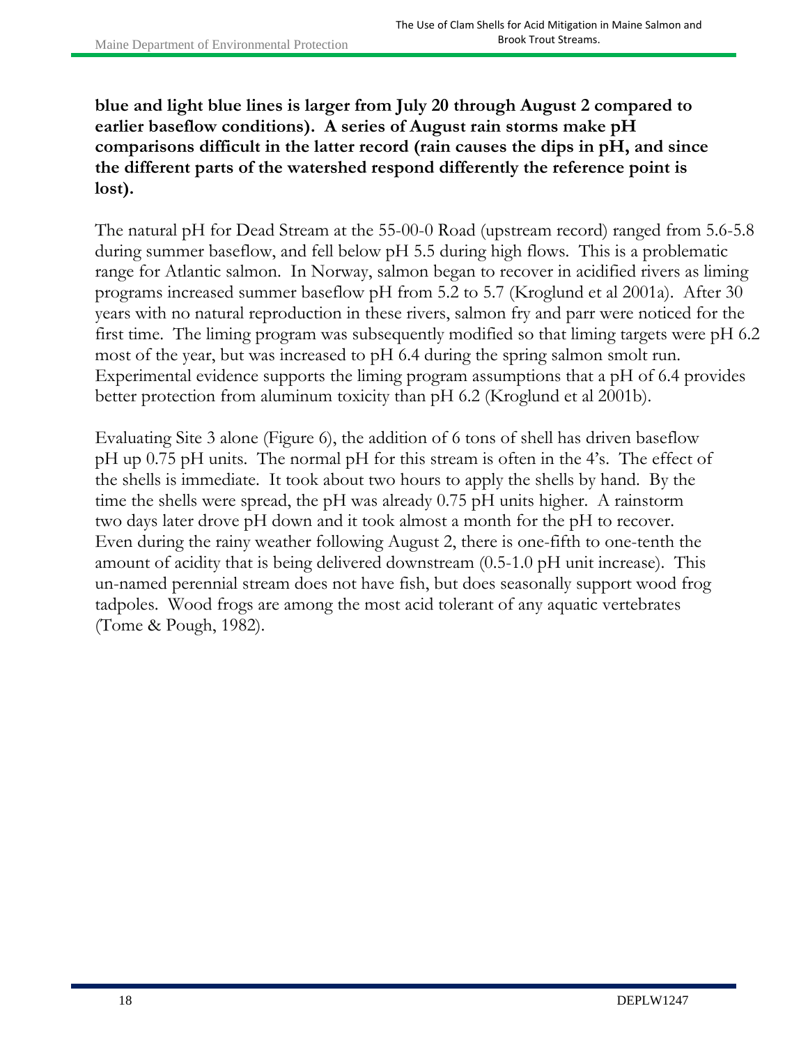**blue and light blue lines is larger from July 20 through August 2 compared to earlier baseflow conditions). A series of August rain storms make pH comparisons difficult in the latter record (rain causes the dips in pH, and since the different parts of the watershed respond differently the reference point is lost).**

The natural pH for Dead Stream at the 55-00-0 Road (upstream record) ranged from 5.6-5.8 during summer baseflow, and fell below pH 5.5 during high flows. This is a problematic range for Atlantic salmon. In Norway, salmon began to recover in acidified rivers as liming programs increased summer baseflow pH from 5.2 to 5.7 (Kroglund et al 2001a). After 30 years with no natural reproduction in these rivers, salmon fry and parr were noticed for the first time. The liming program was subsequently modified so that liming targets were pH 6.2 most of the year, but was increased to pH 6.4 during the spring salmon smolt run. Experimental evidence supports the liming program assumptions that a pH of 6.4 provides better protection from aluminum toxicity than pH 6.2 (Kroglund et al 2001b).

Evaluating Site 3 alone (Figure 6), the addition of 6 tons of shell has driven baseflow pH up 0.75 pH units. The normal pH for this stream is often in the 4's. The effect of the shells is immediate. It took about two hours to apply the shells by hand. By the time the shells were spread, the pH was already 0.75 pH units higher. A rainstorm two days later drove pH down and it took almost a month for the pH to recover. Even during the rainy weather following August 2, there is one-fifth to one-tenth the amount of acidity that is being delivered downstream (0.5-1.0 pH unit increase). This un-named perennial stream does not have fish, but does seasonally support wood frog tadpoles. Wood frogs are among the most acid tolerant of any aquatic vertebrates (Tome & Pough, 1982).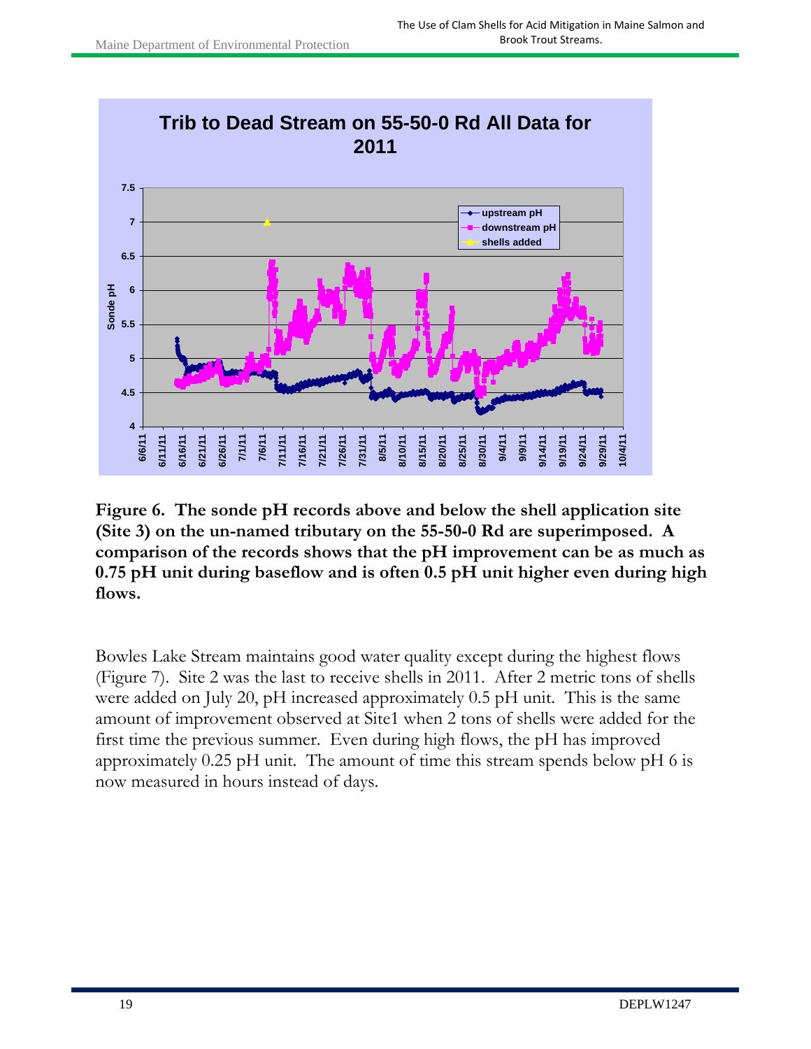**Figure 6. The sonde pH records above and below the shell application site (Site 3) on the un-named tributary on the 55-50-0 Rd are superimposed. A comparison of the records shows that the pH improvement can be as much as 0.75 pH unit during baseflow and is often 0.5 pH unit higher even during high flows.**

Bowles Lake Stream maintains good water quality except during the highest flows (Figure 7). Site 2 was the last to receive shells in 2011. After 2 metric tons of shells were added on July 20, pH increased approximately 0.5 pH unit. This is the same amount of improvement observed at Site1 when 2 tons of shells were added for the first time the previous summer. Even during high flows, the pH has improved approximately 0.25 pH unit. The amount of time this stream spends below pH 6 is now measured in hours instead of days.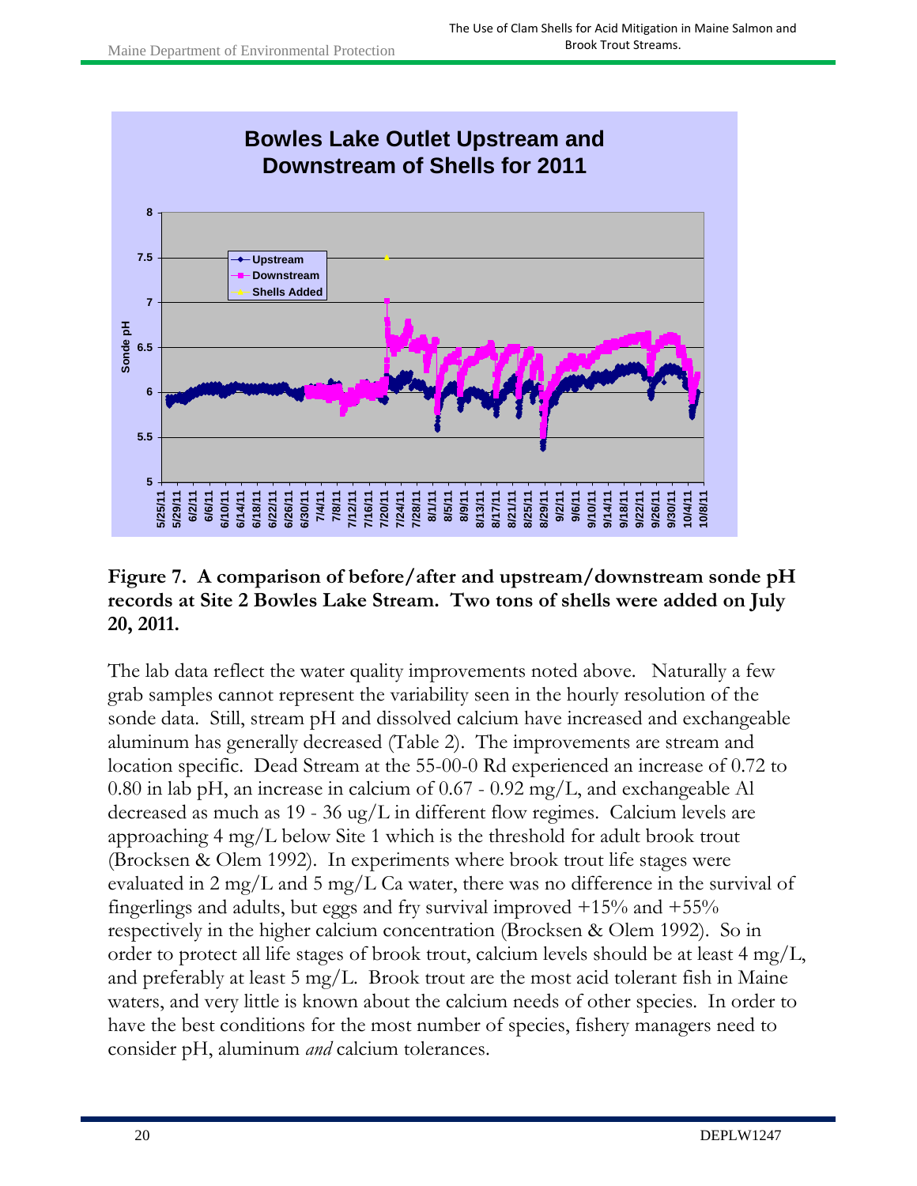**Figure 7. A comparison of before/after and upstream/downstream sonde pH records at Site 2 Bowles Lake Stream. Two tons of shells were added on July 20, 2011.**

The lab data reflect the water quality improvements noted above. Naturally a few grab samples cannot represent the variability seen in the hourly resolution of the sonde data. Still, stream pH and dissolved calcium have increased and exchangeable aluminum has generally decreased (Table 2). The improvements are stream and location specific. Dead Stream at the 55-00-0 Rd experienced an increase of 0.72 to 0.80 in lab pH, an increase in calcium of 0.67 - 0.92 mg/L, and exchangeable Al decreased as much as 19 - 36 ug/L in different flow regimes. Calcium levels are approaching 4 mg/L below Site 1 which is the threshold for adult brook trout (Brocksen & Olem 1992). In experiments where brook trout life stages were evaluated in 2 mg/L and 5 mg/L Ca water, there was no difference in the survival of fingerlings and adults, but eggs and fry survival improved +15% and +55% respectively in the higher calcium concentration (Brocksen & Olem 1992). So in order to protect all life stages of brook trout, calcium levels should be at least 4 mg/L, and preferably at least 5 mg/L. Brook trout are the most acid tolerant fish in Maine waters, and very little is known about the calcium needs of other species. In order to have the best conditions for the most number of species, fishery managers need to consider pH, aluminum *and* calcium tolerances.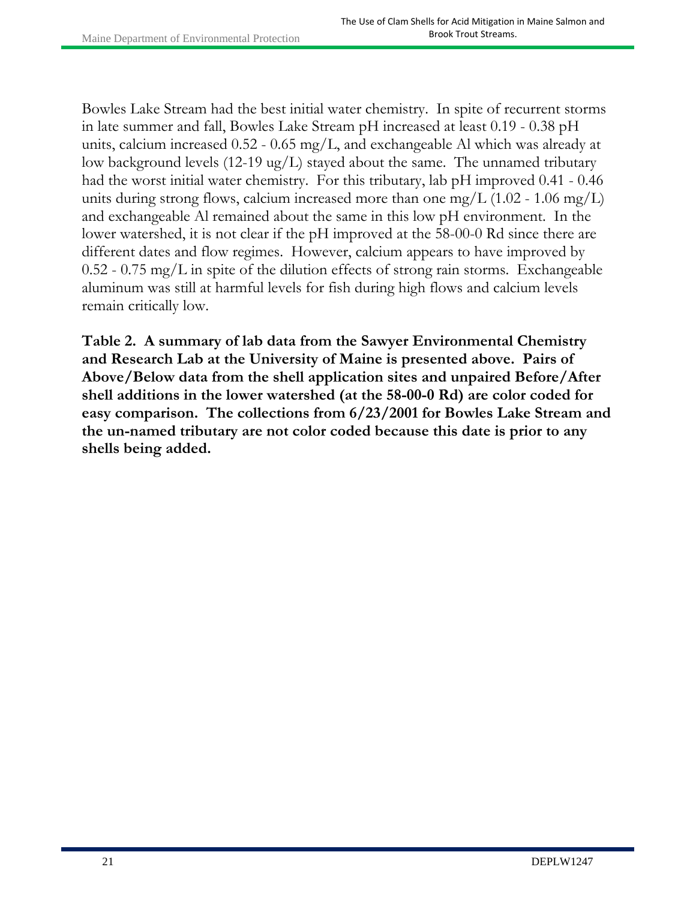Bowles Lake Stream had the best initial water chemistry. In spite of recurrent storms in late summer and fall, Bowles Lake Stream pH increased at least 0.19 - 0.38 pH units, calcium increased 0.52 - 0.65 mg/L, and exchangeable Al which was already at low background levels (12-19 ug/L) stayed about the same. The unnamed tributary had the worst initial water chemistry. For this tributary, lab pH improved 0.41 - 0.46 units during strong flows, calcium increased more than one mg/L (1.02 - 1.06 mg/L) and exchangeable Al remained about the same in this low pH environment. In the lower watershed, it is not clear if the pH improved at the 58-00-0 Rd since there are different dates and flow regimes. However, calcium appears to have improved by 0.52 - 0.75 mg/L in spite of the dilution effects of strong rain storms. Exchangeable aluminum was still at harmful levels for fish during high flows and calcium levels remain critically low.

**Table 2. A summary of lab data from the Sawyer Environmental Chemistry and Research Lab at the University of Maine is presented above. Pairs of Above/Below data from the shell application sites and unpaired Before/After shell additions in the lower watershed (at the 58-00-0 Rd) are color coded for easy comparison. The collections from 6/23/2001 for Bowles Lake Stream and the un-named tributary are not color coded because this date is prior to any shells being added.**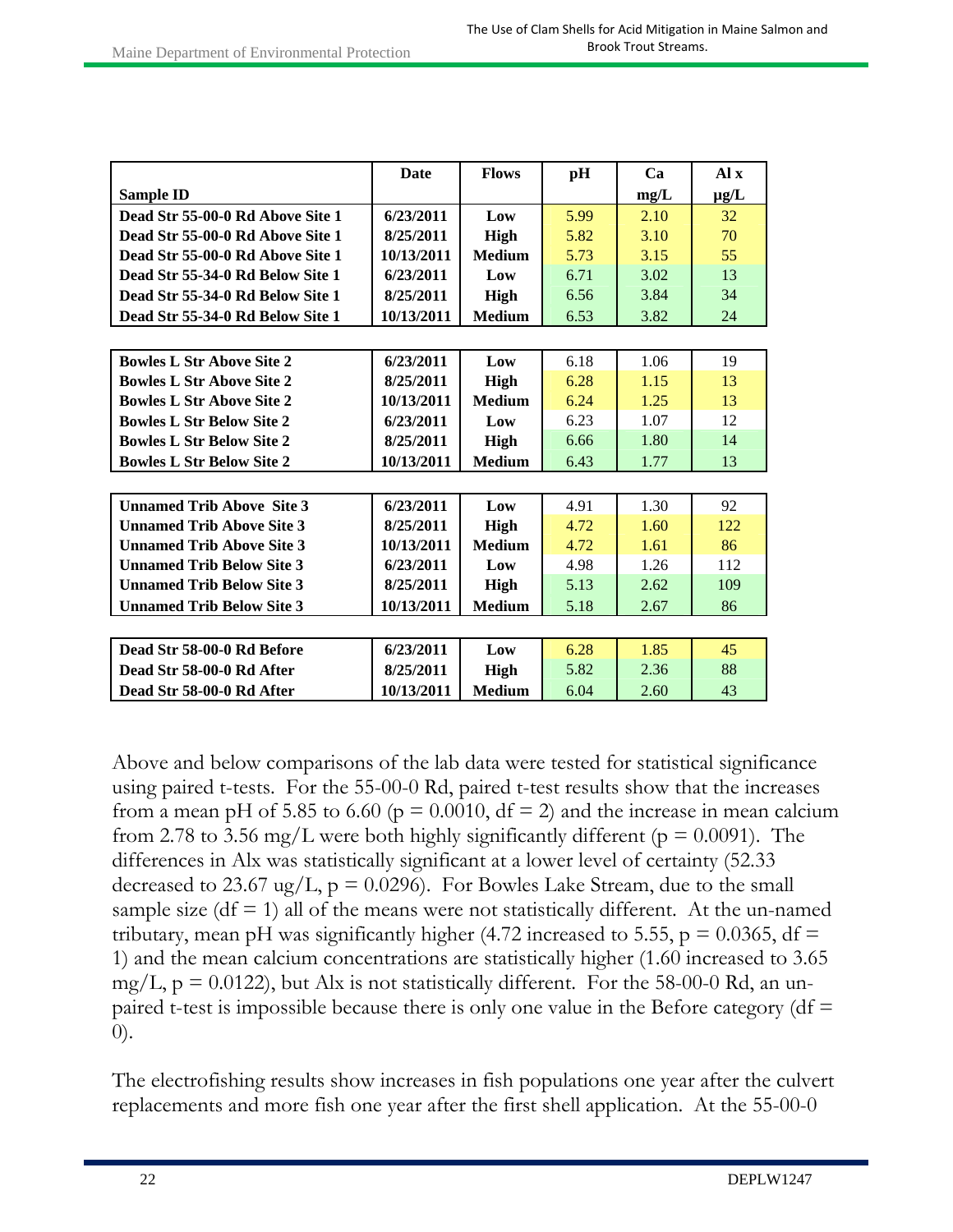| Sample ID | Date | Flows | pH | Ca mg/L | Al x µg/L |
|---|---|---|---|---|---|
| **Dead Str 55-00-0 Rd Above Site 1** | **6/23/2011** | **Low** | 5.99 | 2.10 | 32 |
| **Dead Str 55-00-0 Rd Above Site 1** | **8/25/2011** | **High** | 5.82 | 3.10 | 70 |
| **Dead Str 55-00-0 Rd Above Site 1** | **10/13/2011** | **Medium** | 5.73 | 3.15 | 55 |
| **Dead Str 55-34-0 Rd Below Site 1** | **6/23/2011** | **Low** | 6.71 | 3.02 | 13 |
| **Dead Str 55-34-0 Rd Below Site 1** | **8/25/2011** | **High** | 6.56 | 3.84 | 34 |
| **Dead Str 55-34-0 Rd Below Site 1** | **10/13/2011** | **Medium** | 6.53 | 3.82 | 24 |
| | | | | | |
| **Bowles L Str Above Site 2** | **6/23/2011** | **Low** | 6.18 | 1.06 | 19 |
| **Bowles L Str Above Site 2** | **8/25/2011** | **High** | 6.28 | 1.15 | 13 |
| **Bowles L Str Above Site 2** | **10/13/2011** | **Medium** | 6.24 | 1.25 | 13 |
| **Bowles L Str Below Site 2** | **6/23/2011** | **Low** | 6.23 | 1.07 | 12 |
| **Bowles L Str Below Site 2** | **8/25/2011** | **High** | 6.66 | 1.80 | 14 |
| **Bowles L Str Below Site 2** | **10/13/2011** | **Medium** | 6.43 | 1.77 | 13 |
| | | | | | |
| **Unnamed Trib Above Site 3** | **6/23/2011** | **Low** | 4.91 | 1.30 | 92 |
| **Unnamed Trib Above Site 3** | **8/25/2011** | **High** | 4.72 | 1.60 | 122 |
| **Unnamed Trib Above Site 3** | **10/13/2011** | **Medium** | 4.72 | 1.61 | 86 |
| **Unnamed Trib Below Site 3** | **6/23/2011** | **Low** | 4.98 | 1.26 | 112 |
| **Unnamed Trib Below Site 3** | **8/25/2011** | **High** | 5.13 | 2.62 | 109 |
| **Unnamed Trib Below Site 3** | **10/13/2011** | **Medium** | 5.18 | 2.67 | 86 |
| | | | | | |
| **Dead Str 58-00-0 Rd Before** | **6/23/2011** | **Low** | 6.28 | 1.85 | 45 |
| **Dead Str 58-00-0 Rd After** | **8/25/2011** | **High** | 5.82 | 2.36 | 88 |
| **Dead Str 58-00-0 Rd After** | **10/13/2011** | **Medium** | 6.04 | 2.60 | 43 |

Above and below comparisons of the lab data were tested for statistical significance using paired t-tests. For the 55-00-0 Rd, paired t-test results show that the increases from a mean pH of 5.85 to 6.60 ($p = 0.0010$, $df = 2$) and the increase in mean calcium from 2.78 to 3.56 mg/L were both highly significantly different ($p = 0.0091$). The differences in Alx was statistically significant at a lower level of certainty (52.33 decreased to 23.67 ug/L, $p = 0.0296$). For Bowles Lake Stream, due to the small sample size ($df = 1$) all of the means were not statistically different. At the un-named tributary, mean pH was significantly higher (4.72 increased to 5.55, $p = 0.0365$, $df = 1$) and the mean calcium concentrations are statistically higher (1.60 increased to 3.65 mg/L, $p = 0.0122$), but Alx is not statistically different. For the 58-00-0 Rd, an un-paired t-test is impossible because there is only one value in the Before category ($df = 0$).

The electrofishing results show increases in fish populations one year after the culvert replacements and more fish one year after the first shell application. At the 55-00-0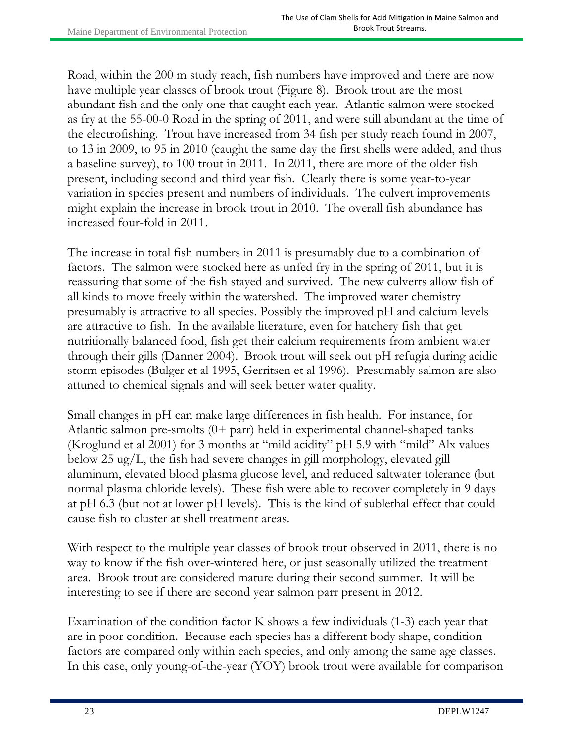Road, within the 200 m study reach, fish numbers have improved and there are now have multiple year classes of brook trout (Figure 8). Brook trout are the most abundant fish and the only one that caught each year. Atlantic salmon were stocked as fry at the 55-00-0 Road in the spring of 2011, and were still abundant at the time of the electrofishing. Trout have increased from 34 fish per study reach found in 2007, to 13 in 2009, to 95 in 2010 (caught the same day the first shells were added, and thus a baseline survey), to 100 trout in 2011. In 2011, there are more of the older fish present, including second and third year fish. Clearly there is some year-to-year variation in species present and numbers of individuals. The culvert improvements might explain the increase in brook trout in 2010. The overall fish abundance has increased four-fold in 2011.

The increase in total fish numbers in 2011 is presumably due to a combination of factors. The salmon were stocked here as unfed fry in the spring of 2011, but it is reassuring that some of the fish stayed and survived. The new culverts allow fish of all kinds to move freely within the watershed. The improved water chemistry presumably is attractive to all species. Possibly the improved pH and calcium levels are attractive to fish. In the available literature, even for hatchery fish that get nutritionally balanced food, fish get their calcium requirements from ambient water through their gills (Danner 2004). Brook trout will seek out pH refugia during acidic storm episodes (Bulger et al 1995, Gerritsen et al 1996). Presumably salmon are also attuned to chemical signals and will seek better water quality.

Small changes in pH can make large differences in fish health. For instance, for Atlantic salmon pre-smolts (0+ parr) held in experimental channel-shaped tanks (Kroglund et al 2001) for 3 months at "mild acidity" pH 5.9 with "mild" Alx values below 25 ug/L, the fish had severe changes in gill morphology, elevated gill aluminum, elevated blood plasma glucose level, and reduced saltwater tolerance (but normal plasma chloride levels). These fish were able to recover completely in 9 days at pH 6.3 (but not at lower pH levels). This is the kind of sublethal effect that could cause fish to cluster at shell treatment areas.

With respect to the multiple year classes of brook trout observed in 2011, there is no way to know if the fish over-wintered here, or just seasonally utilized the treatment area. Brook trout are considered mature during their second summer. It will be interesting to see if there are second year salmon parr present in 2012.

Examination of the condition factor K shows a few individuals (1-3) each year that are in poor condition. Because each species has a different body shape, condition factors are compared only within each species, and only among the same age classes. In this case, only young-of-the-year (YOY) brook trout were available for comparison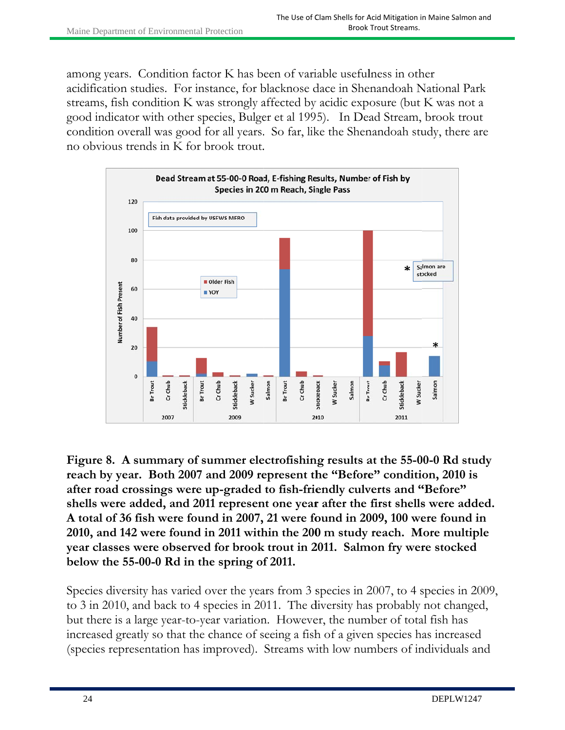among years. Condition factor K has been of variable usefulness in other acidification studies. For instance, for blacknose dace in Shenandoah National Park streams, fish condition K was strongly affected by acidic exposure (but K was not a good indicator with other species, Bulger et al 1995). In Dead Stream, brook trout condition overall was good for all years. So far, like the Shenandoah study, there are no obvious trends in K for brook trout.

**Figure 8. A summary of summer electrofishing results at the 55-00-0 Rd study reach by year. Both 2007 and 2009 represent the "Before" condition, 2010 is after road crossings were up-graded to fish-friendly culverts and "Before" shells were added, and 2011 represent one year after the first shells were added. A total of 36 fish were found in 2007, 21 were found in 2009, 100 were found in 2010, and 142 were found in 2011 within the 200 m study reach. More multiple year classes were observed for brook trout in 2011. Salmon fry were stocked below the 55-00-0 Rd in the spring of 2011.**

Species diversity has varied over the years from 3 species in 2007, to 4 species in 2009, to 3 in 2010, and back to 4 species in 2011. The diversity has probably not changed, but there is a large year-to-year variation. However, the number of total fish has increased greatly so that the chance of seeing a fish of a given species has increased (species representation has improved). Streams with low numbers of individuals and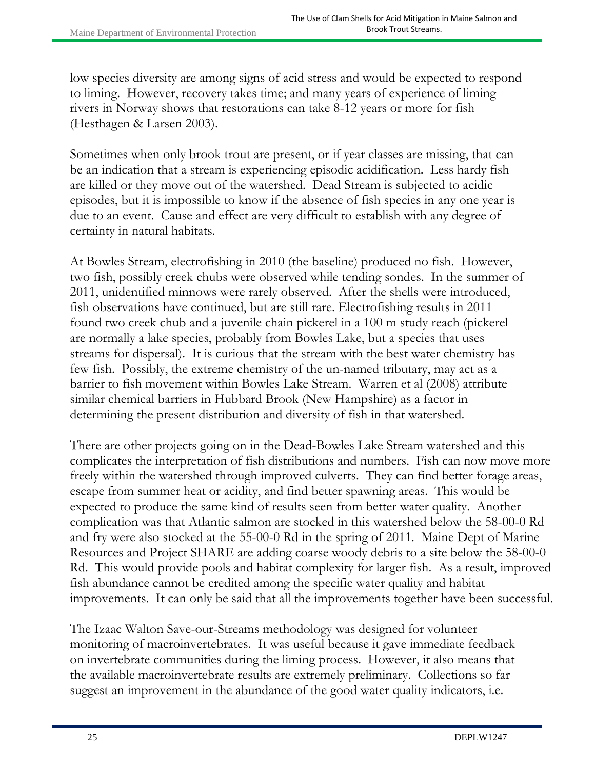low species diversity are among signs of acid stress and would be expected to respond to liming. However, recovery takes time; and many years of experience of liming rivers in Norway shows that restorations can take 8-12 years or more for fish (Hesthagen & Larsen 2003).

Sometimes when only brook trout are present, or if year classes are missing, that can be an indication that a stream is experiencing episodic acidification. Less hardy fish are killed or they move out of the watershed. Dead Stream is subjected to acidic episodes, but it is impossible to know if the absence of fish species in any one year is due to an event. Cause and effect are very difficult to establish with any degree of certainty in natural habitats.

At Bowles Stream, electrofishing in 2010 (the baseline) produced no fish. However, two fish, possibly creek chubs were observed while tending sondes. In the summer of 2011, unidentified minnows were rarely observed. After the shells were introduced, fish observations have continued, but are still rare. Electrofishing results in 2011 found two creek chub and a juvenile chain pickerel in a 100 m study reach (pickerel are normally a lake species, probably from Bowles Lake, but a species that uses streams for dispersal). It is curious that the stream with the best water chemistry has few fish. Possibly, the extreme chemistry of the un-named tributary, may act as a barrier to fish movement within Bowles Lake Stream. Warren et al (2008) attribute similar chemical barriers in Hubbard Brook (New Hampshire) as a factor in determining the present distribution and diversity of fish in that watershed.

There are other projects going on in the Dead-Bowles Lake Stream watershed and this complicates the interpretation of fish distributions and numbers. Fish can now move more freely within the watershed through improved culverts. They can find better forage areas, escape from summer heat or acidity, and find better spawning areas. This would be expected to produce the same kind of results seen from better water quality. Another complication was that Atlantic salmon are stocked in this watershed below the 58-00-0 Rd and fry were also stocked at the 55-00-0 Rd in the spring of 2011. Maine Dept of Marine Resources and Project SHARE are adding coarse woody debris to a site below the 58-00-0 Rd. This would provide pools and habitat complexity for larger fish. As a result, improved fish abundance cannot be credited among the specific water quality and habitat improvements. It can only be said that all the improvements together have been successful.

The Izaac Walton Save-our-Streams methodology was designed for volunteer monitoring of macroinvertebrates. It was useful because it gave immediate feedback on invertebrate communities during the liming process. However, it also means that the available macroinvertebrate results are extremely preliminary. Collections so far suggest an improvement in the abundance of the good water quality indicators, i.e.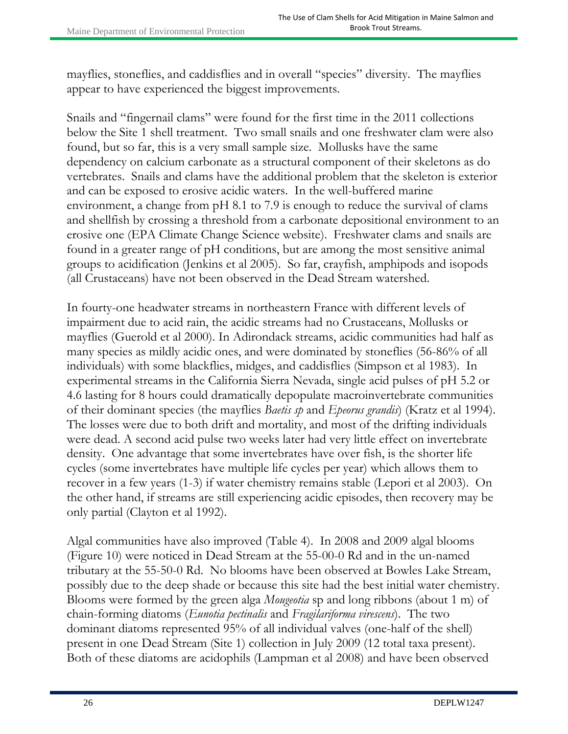mayflies, stoneflies, and caddisflies and in overall "species" diversity. The mayflies appear to have experienced the biggest improvements.

Snails and "fingernail clams" were found for the first time in the 2011 collections below the Site 1 shell treatment. Two small snails and one freshwater clam were also found, but so far, this is a very small sample size. Mollusks have the same dependency on calcium carbonate as a structural component of their skeletons as do vertebrates. Snails and clams have the additional problem that the skeleton is exterior and can be exposed to erosive acidic waters. In the well-buffered marine environment, a change from pH 8.1 to 7.9 is enough to reduce the survival of clams and shellfish by crossing a threshold from a carbonate depositional environment to an erosive one (EPA Climate Change Science website). Freshwater clams and snails are found in a greater range of pH conditions, but are among the most sensitive animal groups to acidification (Jenkins et al 2005). So far, crayfish, amphipods and isopods (all Crustaceans) have not been observed in the Dead Stream watershed.

In fourty-one headwater streams in northeastern France with different levels of impairment due to acid rain, the acidic streams had no Crustaceans, Mollusks or mayflies (Guerold et al 2000). In Adirondack streams, acidic communities had half as many species as mildly acidic ones, and were dominated by stoneflies (56-86% of all individuals) with some blackflies, midges, and caddisflies (Simpson et al 1983). In experimental streams in the California Sierra Nevada, single acid pulses of pH 5.2 or 4.6 lasting for 8 hours could dramatically depopulate macroinvertebrate communities of their dominant species (the mayflies *Baetis sp* and *Epeorus grandis*) (Kratz et al 1994). The losses were due to both drift and mortality, and most of the drifting individuals were dead. A second acid pulse two weeks later had very little effect on invertebrate density. One advantage that some invertebrates have over fish, is the shorter life cycles (some invertebrates have multiple life cycles per year) which allows them to recover in a few years (1-3) if water chemistry remains stable (Lepori et al 2003). On the other hand, if streams are still experiencing acidic episodes, then recovery may be only partial (Clayton et al 1992).

Algal communities have also improved (Table 4). In 2008 and 2009 algal blooms (Figure 10) were noticed in Dead Stream at the 55-00-0 Rd and in the un-named tributary at the 55-50-0 Rd. No blooms have been observed at Bowles Lake Stream, possibly due to the deep shade or because this site had the best initial water chemistry. Blooms were formed by the green alga *Mougeotia* sp and long ribbons (about 1 m) of chain-forming diatoms (*Eunotia pectinalis* and *Fragilariforma virescens*). The two dominant diatoms represented 95% of all individual valves (one-half of the shell) present in one Dead Stream (Site 1) collection in July 2009 (12 total taxa present). Both of these diatoms are acidophils (Lampman et al 2008) and have been observed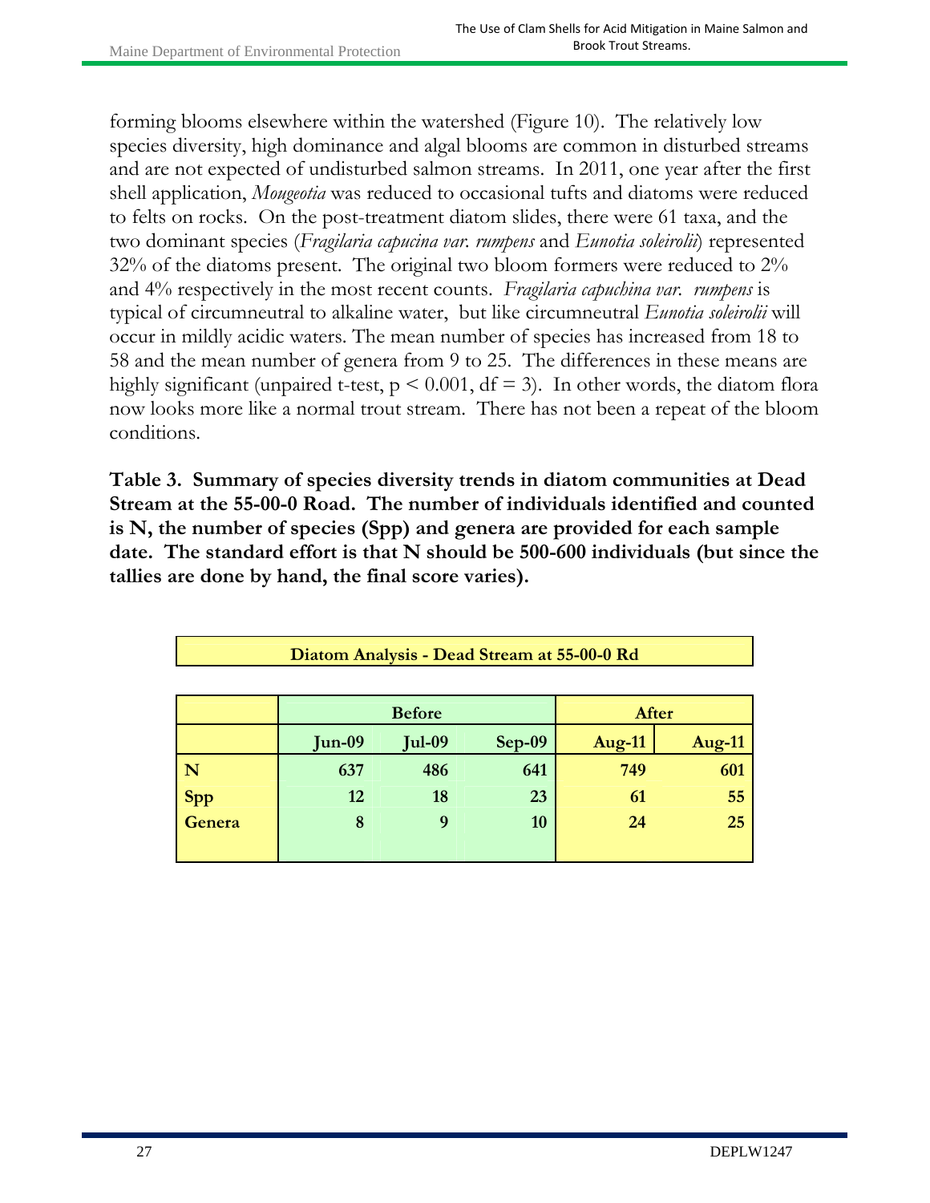forming blooms elsewhere within the watershed (Figure 10). The relatively low species diversity, high dominance and algal blooms are common in disturbed streams and are not expected of undisturbed salmon streams. In 2011, one year after the first shell application, *Mougeotia* was reduced to occasional tufts and diatoms were reduced to felts on rocks. On the post-treatment diatom slides, there were 61 taxa, and the two dominant species (*Fragilaria capucina var. rumpens* and *Eunotia soleirolii*) represented 32% of the diatoms present. The original two bloom formers were reduced to 2% and 4% respectively in the most recent counts. *Fragilaria capuchina var. rumpens* is typical of circumneutral to alkaline water, but like circumneutral *Eunotia soleirolii* will occur in mildly acidic waters. The mean number of species has increased from 18 to 58 and the mean number of genera from 9 to 25. The differences in these means are highly significant (unpaired t-test, $p < 0.001$, $df = 3$). In other words, the diatom flora now looks more like a normal trout stream. There has not been a repeat of the bloom conditions.

**Table 3. Summary of species diversity trends in diatom communities at Dead Stream at the 55-00-0 Road. The number of individuals identified and counted is N, the number of species (Spp) and genera are provided for each sample date. The standard effort is that N should be 500-600 individuals (but since the tallies are done by hand, the final score varies).**

**Diatom Analysis - Dead Stream at 55-00-0 Rd**

| | Before | | | After | |
|---|---|---|---|---|---|
| | Jun-09 | Jul-09 | Sep-09 | Aug-11 | Aug-11 |
| **N** | 637 | 486 | 641 | 749 | 601 |
| **Spp** | 12 | 18 | 23 | 61 | 55 |
| **Genera** | 8 | 9 | 10 | 24 | 25 |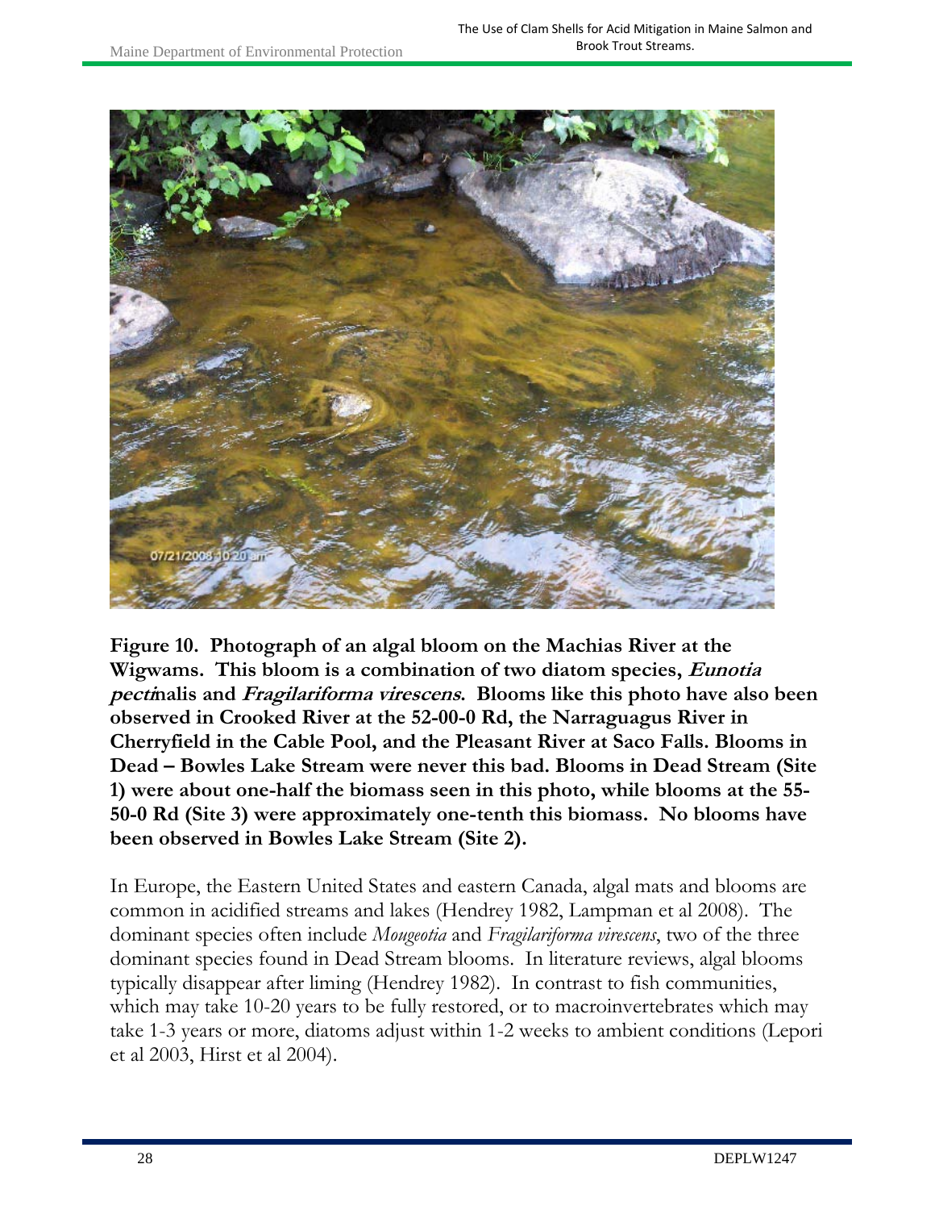**Figure 10. Photograph of an algal bloom on the Machias River at the Wigwams. This bloom is a combination of two diatom species, *Eunotia pectinalis* and *Fragilariforma virescens*. Blooms like this photo have also been observed in Crooked River at the 52-00-0 Rd, the Narraguagus River in Cherryfield in the Cable Pool, and the Pleasant River at Saco Falls. Blooms in Dead – Bowles Lake Stream were never this bad. Blooms in Dead Stream (Site 1) were about one-half the biomass seen in this photo, while blooms at the 55-50-0 Rd (Site 3) were approximately one-tenth this biomass. No blooms have been observed in Bowles Lake Stream (Site 2).**

In Europe, the Eastern United States and eastern Canada, algal mats and blooms are common in acidified streams and lakes (Hendrey 1982, Lampman et al 2008). The dominant species often include *Mougeotia* and *Fragilariforma virescens*, two of the three dominant species found in Dead Stream blooms. In literature reviews, algal blooms typically disappear after liming (Hendrey 1982). In contrast to fish communities, which may take 10-20 years to be fully restored, or to macroinvertebrates which may take 1-3 years or more, diatoms adjust within 1-2 weeks to ambient conditions (Lepori et al 2003, Hirst et al 2004).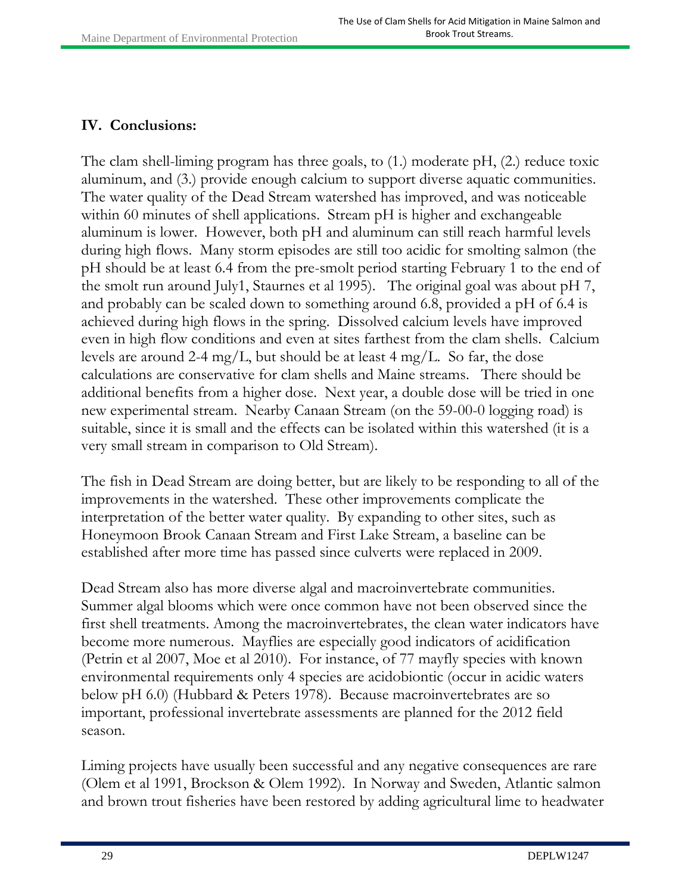## IV. Conclusions:

The clam shell-liming program has three goals, to (1.) moderate pH, (2.) reduce toxic aluminum, and (3.) provide enough calcium to support diverse aquatic communities. The water quality of the Dead Stream watershed has improved, and was noticeable within 60 minutes of shell applications. Stream pH is higher and exchangeable aluminum is lower. However, both pH and aluminum can still reach harmful levels during high flows. Many storm episodes are still too acidic for smolting salmon (the pH should be at least 6.4 from the pre-smolt period starting February 1 to the end of the smolt run around July1, Staurnes et al 1995). The original goal was about pH 7, and probably can be scaled down to something around 6.8, provided a pH of 6.4 is achieved during high flows in the spring. Dissolved calcium levels have improved even in high flow conditions and even at sites farthest from the clam shells. Calcium levels are around 2-4 mg/L, but should be at least 4 mg/L. So far, the dose calculations are conservative for clam shells and Maine streams. There should be additional benefits from a higher dose. Next year, a double dose will be tried in one new experimental stream. Nearby Canaan Stream (on the 59-00-0 logging road) is suitable, since it is small and the effects can be isolated within this watershed (it is a very small stream in comparison to Old Stream).

The fish in Dead Stream are doing better, but are likely to be responding to all of the improvements in the watershed. These other improvements complicate the interpretation of the better water quality. By expanding to other sites, such as Honeymoon Brook Canaan Stream and First Lake Stream, a baseline can be established after more time has passed since culverts were replaced in 2009.

Dead Stream also has more diverse algal and macroinvertebrate communities. Summer algal blooms which were once common have not been observed since the first shell treatments. Among the macroinvertebrates, the clean water indicators have become more numerous. Mayflies are especially good indicators of acidification (Petrin et al 2007, Moe et al 2010). For instance, of 77 mayfly species with known environmental requirements only 4 species are acidobiontic (occur in acidic waters below pH 6.0) (Hubbard & Peters 1978). Because macroinvertebrates are so important, professional invertebrate assessments are planned for the 2012 field season.

Liming projects have usually been successful and any negative consequences are rare (Olem et al 1991, Brockson & Olem 1992). In Norway and Sweden, Atlantic salmon and brown trout fisheries have been restored by adding agricultural lime to headwater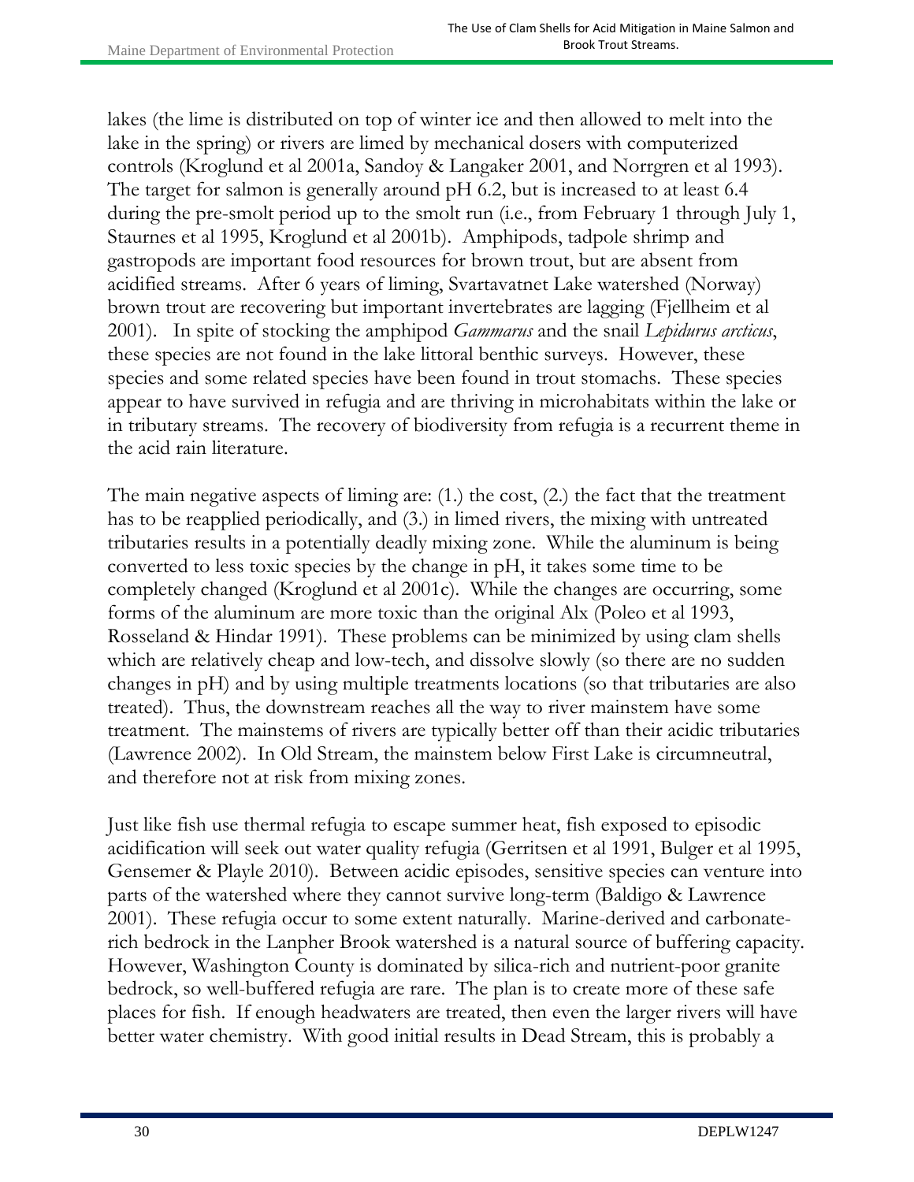lakes (the lime is distributed on top of winter ice and then allowed to melt into the lake in the spring) or rivers are limed by mechanical dosers with computerized controls (Kroglund et al 2001a, Sandoy & Langaker 2001, and Norrgren et al 1993). The target for salmon is generally around pH 6.2, but is increased to at least 6.4 during the pre-smolt period up to the smolt run (i.e., from February 1 through July 1, Staurnes et al 1995, Kroglund et al 2001b). Amphipods, tadpole shrimp and gastropods are important food resources for brown trout, but are absent from acidified streams. After 6 years of liming, Svartavatnet Lake watershed (Norway) brown trout are recovering but important invertebrates are lagging (Fjellheim et al 2001). In spite of stocking the amphipod *Gammarus* and the snail *Lepidurus arcticus*, these species are not found in the lake littoral benthic surveys. However, these species and some related species have been found in trout stomachs. These species appear to have survived in refugia and are thriving in microhabitats within the lake or in tributary streams. The recovery of biodiversity from refugia is a recurrent theme in the acid rain literature.

The main negative aspects of liming are: (1.) the cost, (2.) the fact that the treatment has to be reapplied periodically, and (3.) in limed rivers, the mixing with untreated tributaries results in a potentially deadly mixing zone. While the aluminum is being converted to less toxic species by the change in pH, it takes some time to be completely changed (Kroglund et al 2001c). While the changes are occurring, some forms of the aluminum are more toxic than the original Alx (Poleo et al 1993, Rosseland & Hindar 1991). These problems can be minimized by using clam shells which are relatively cheap and low-tech, and dissolve slowly (so there are no sudden changes in pH) and by using multiple treatments locations (so that tributaries are also treated). Thus, the downstream reaches all the way to river mainstem have some treatment. The mainstems of rivers are typically better off than their acidic tributaries (Lawrence 2002). In Old Stream, the mainstem below First Lake is circumneutral, and therefore not at risk from mixing zones.

Just like fish use thermal refugia to escape summer heat, fish exposed to episodic acidification will seek out water quality refugia (Gerritsen et al 1991, Bulger et al 1995, Gensemer & Playle 2010). Between acidic episodes, sensitive species can venture into parts of the watershed where they cannot survive long-term (Baldigo & Lawrence 2001). These refugia occur to some extent naturally. Marine-derived and carbonate-rich bedrock in the Lanpher Brook watershed is a natural source of buffering capacity. However, Washington County is dominated by silica-rich and nutrient-poor granite bedrock, so well-buffered refugia are rare. The plan is to create more of these safe places for fish. If enough headwaters are treated, then even the larger rivers will have better water chemistry. With good initial results in Dead Stream, this is probably a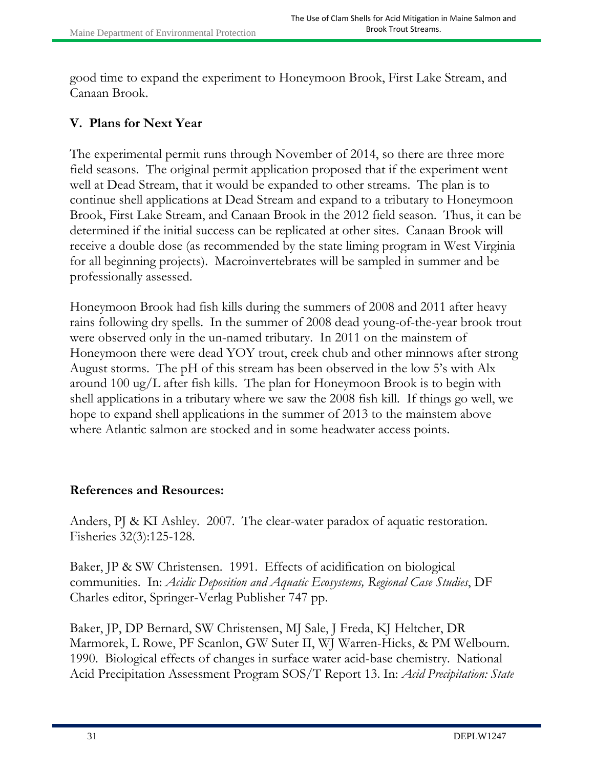good time to expand the experiment to Honeymoon Brook, First Lake Stream, and Canaan Brook.

## V. Plans for Next Year

The experimental permit runs through November of 2014, so there are three more field seasons. The original permit application proposed that if the experiment went well at Dead Stream, that it would be expanded to other streams. The plan is to continue shell applications at Dead Stream and expand to a tributary to Honeymoon Brook, First Lake Stream, and Canaan Brook in the 2012 field season. Thus, it can be determined if the initial success can be replicated at other sites. Canaan Brook will receive a double dose (as recommended by the state liming program in West Virginia for all beginning projects). Macroinvertebrates will be sampled in summer and be professionally assessed.

Honeymoon Brook had fish kills during the summers of 2008 and 2011 after heavy rains following dry spells. In the summer of 2008 dead young-of-the-year brook trout were observed only in the un-named tributary. In 2011 on the mainstem of Honeymoon there were dead YOY trout, creek chub and other minnows after strong August storms. The pH of this stream has been observed in the low 5's with Alx around 100 ug/L after fish kills. The plan for Honeymoon Brook is to begin with shell applications in a tributary where we saw the 2008 fish kill. If things go well, we hope to expand shell applications in the summer of 2013 to the mainstem above where Atlantic salmon are stocked and in some headwater access points.

## References and Resources:

Anders, PJ & KI Ashley. 2007. The clear-water paradox of aquatic restoration. Fisheries 32(3):125-128.

Baker, JP & SW Christensen. 1991. Effects of acidification on biological communities. In: *Acidic Deposition and Aquatic Ecosystems, Regional Case Studies*, DF Charles editor, Springer-Verlag Publisher 747 pp.

Baker, JP, DP Bernard, SW Christensen, MJ Sale, J Freda, KJ Heltcher, DR Marmorek, L Rowe, PF Scanlon, GW Suter II, WJ Warren-Hicks, & PM Welbourn. 1990. Biological effects of changes in surface water acid-base chemistry. National Acid Precipitation Assessment Program SOS/T Report 13. In: *Acid Precipitation: State*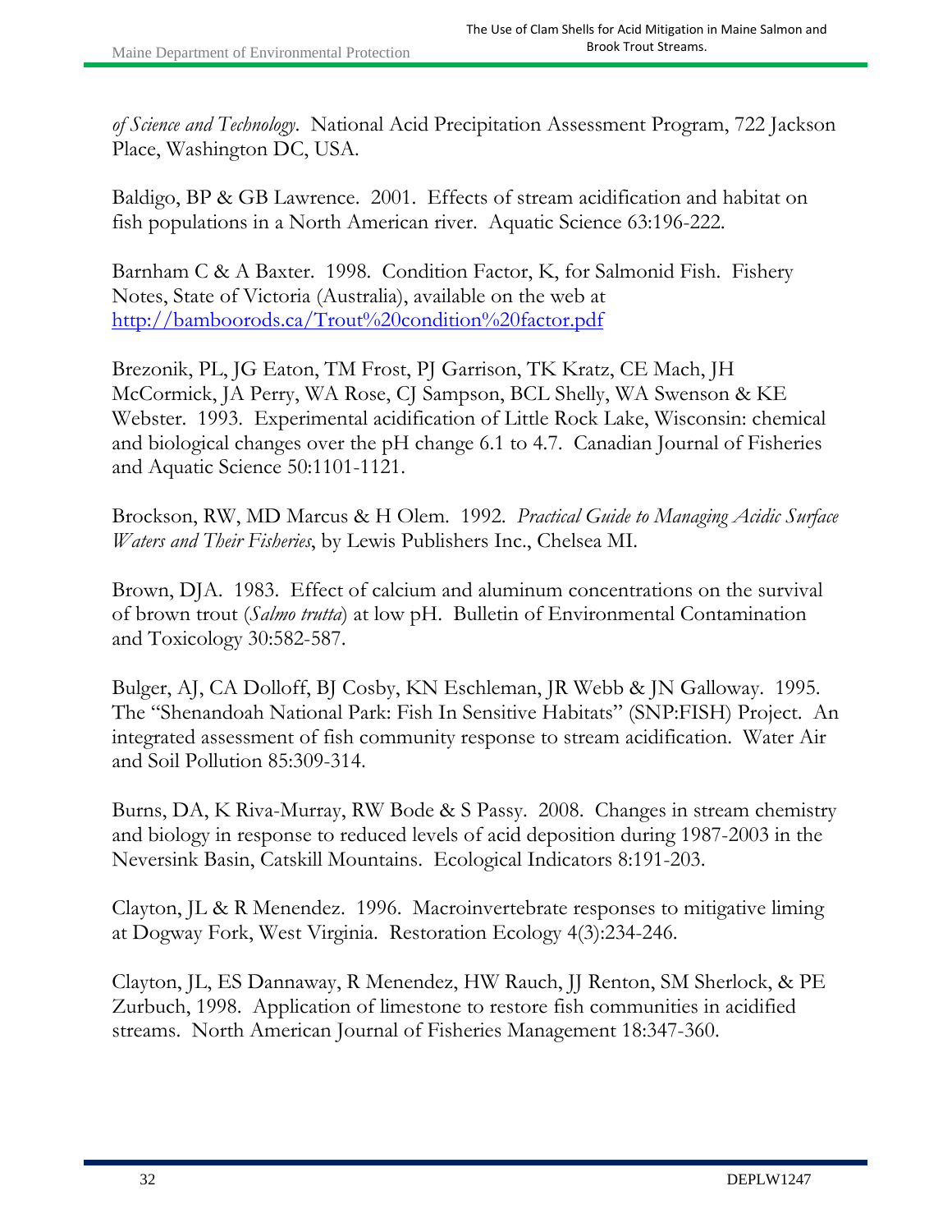*of Science and Technology*. National Acid Precipitation Assessment Program, 722 Jackson Place, Washington DC, USA.

Baldigo, BP & GB Lawrence. 2001. Effects of stream acidification and habitat on fish populations in a North American river. Aquatic Science 63:196-222.

Barnham C & A Baxter. 1998. Condition Factor, K, for Salmonid Fish. Fishery Notes, State of Victoria (Australia), available on the web at [http://bamboorods.ca/Trout%20condition%20factor.pdf](http://bamboorods.ca/Trout%20condition%20factor.pdf)

Brezonik, PL, JG Eaton, TM Frost, PJ Garrison, TK Kratz, CE Mach, JH McCormick, JA Perry, WA Rose, CJ Sampson, BCL Shelly, WA Swenson & KE Webster. 1993. Experimental acidification of Little Rock Lake, Wisconsin: chemical and biological changes over the pH change 6.1 to 4.7. Canadian Journal of Fisheries and Aquatic Science 50:1101-1121.

Brockson, RW, MD Marcus & H Olem. 1992. *Practical Guide to Managing Acidic Surface Waters and Their Fisheries*, by Lewis Publishers Inc., Chelsea MI.

Brown, DJA. 1983. Effect of calcium and aluminum concentrations on the survival of brown trout (*Salmo trutta*) at low pH. Bulletin of Environmental Contamination and Toxicology 30:582-587.

Bulger, AJ, CA Dolloff, BJ Cosby, KN Eschleman, JR Webb & JN Galloway. 1995. The "Shenandoah National Park: Fish In Sensitive Habitats" (SNP:FISH) Project. An integrated assessment of fish community response to stream acidification. Water Air and Soil Pollution 85:309-314.

Burns, DA, K Riva-Murray, RW Bode & S Passy. 2008. Changes in stream chemistry and biology in response to reduced levels of acid deposition during 1987-2003 in the Neversink Basin, Catskill Mountains. Ecological Indicators 8:191-203.

Clayton, JL & R Menendez. 1996. Macroinvertebrate responses to mitigative liming at Dogway Fork, West Virginia. Restoration Ecology 4(3):234-246.

Clayton, JL, ES Dannaway, R Menendez, HW Rauch, JJ Renton, SM Sherlock, & PE Zurbuch, 1998. Application of limestone to restore fish communities in acidified streams. North American Journal of Fisheries Management 18:347-360.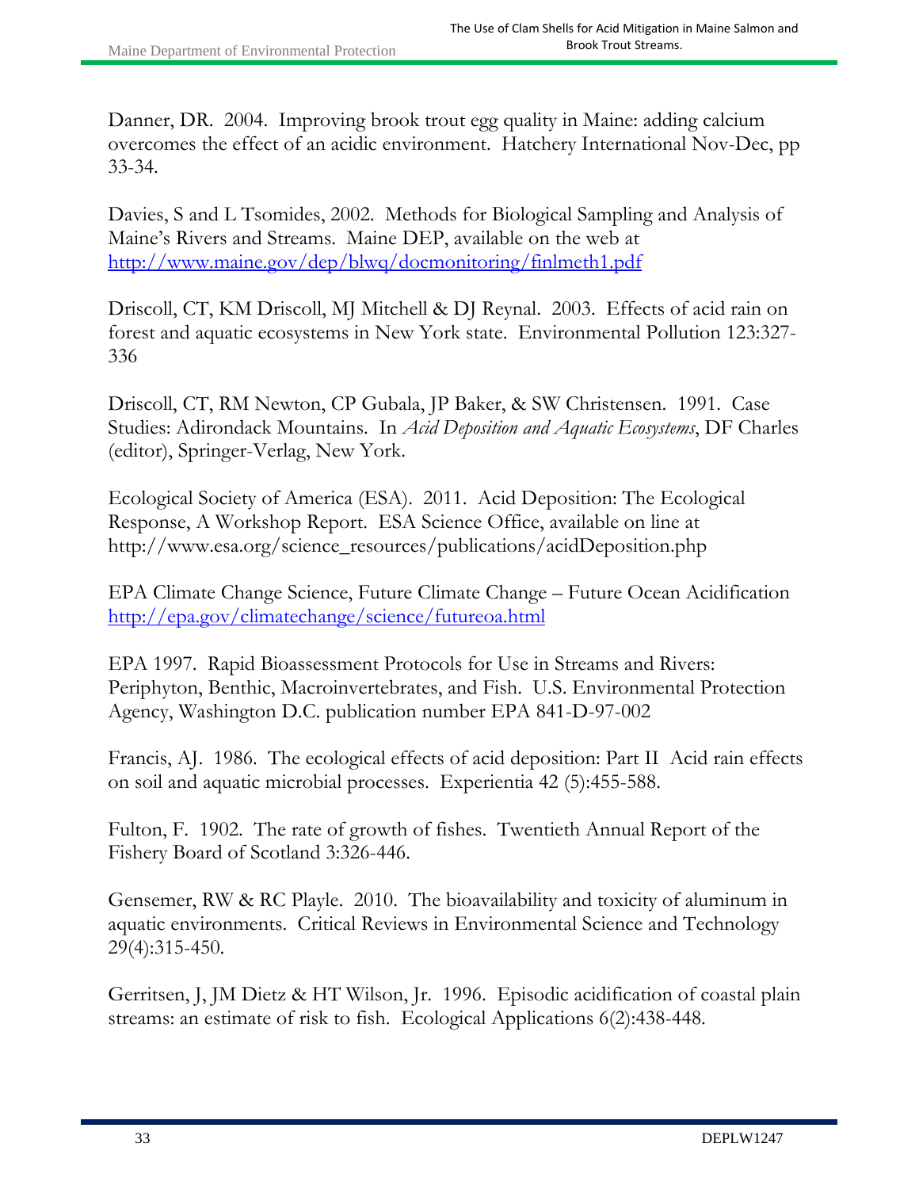Danner, DR. 2004. Improving brook trout egg quality in Maine: adding calcium overcomes the effect of an acidic environment. Hatchery International Nov-Dec, pp 33-34.

Davies, S and L Tsomides, 2002. Methods for Biological Sampling and Analysis of Maine's Rivers and Streams. Maine DEP, available on the web at [http://www.maine.gov/dep/blwq/docmonitoring/finlmeth1.pdf](http://www.maine.gov/dep/blwq/docmonitoring/finlmeth1.pdf)

Driscoll, CT, KM Driscoll, MJ Mitchell & DJ Reynal. 2003. Effects of acid rain on forest and aquatic ecosystems in New York state. Environmental Pollution 123:327-336

Driscoll, CT, RM Newton, CP Gubala, JP Baker, & SW Christensen. 1991. Case Studies: Adirondack Mountains. In *Acid Deposition and Aquatic Ecosystems*, DF Charles (editor), Springer-Verlag, New York.

Ecological Society of America (ESA). 2011. Acid Deposition: The Ecological Response, A Workshop Report. ESA Science Office, available on line at http://www.esa.org/science_resources/publications/acidDeposition.php

EPA Climate Change Science, Future Climate Change – Future Ocean Acidification [http://epa.gov/climatechange/science/futureoa.html](http://epa.gov/climatechange/science/futureoa.html)

EPA 1997. Rapid Bioassessment Protocols for Use in Streams and Rivers: Periphyton, Benthic, Macroinvertebrates, and Fish. U.S. Environmental Protection Agency, Washington D.C. publication number EPA 841-D-97-002

Francis, AJ. 1986. The ecological effects of acid deposition: Part II Acid rain effects on soil and aquatic microbial processes. Experientia 42 (5):455-588.

Fulton, F. 1902. The rate of growth of fishes. Twentieth Annual Report of the Fishery Board of Scotland 3:326-446.

Gensemer, RW & RC Playle. 2010. The bioavailability and toxicity of aluminum in aquatic environments. Critical Reviews in Environmental Science and Technology 29(4):315-450.

Gerritsen, J, JM Dietz & HT Wilson, Jr. 1996. Episodic acidification of coastal plain streams: an estimate of risk to fish. Ecological Applications 6(2):438-448.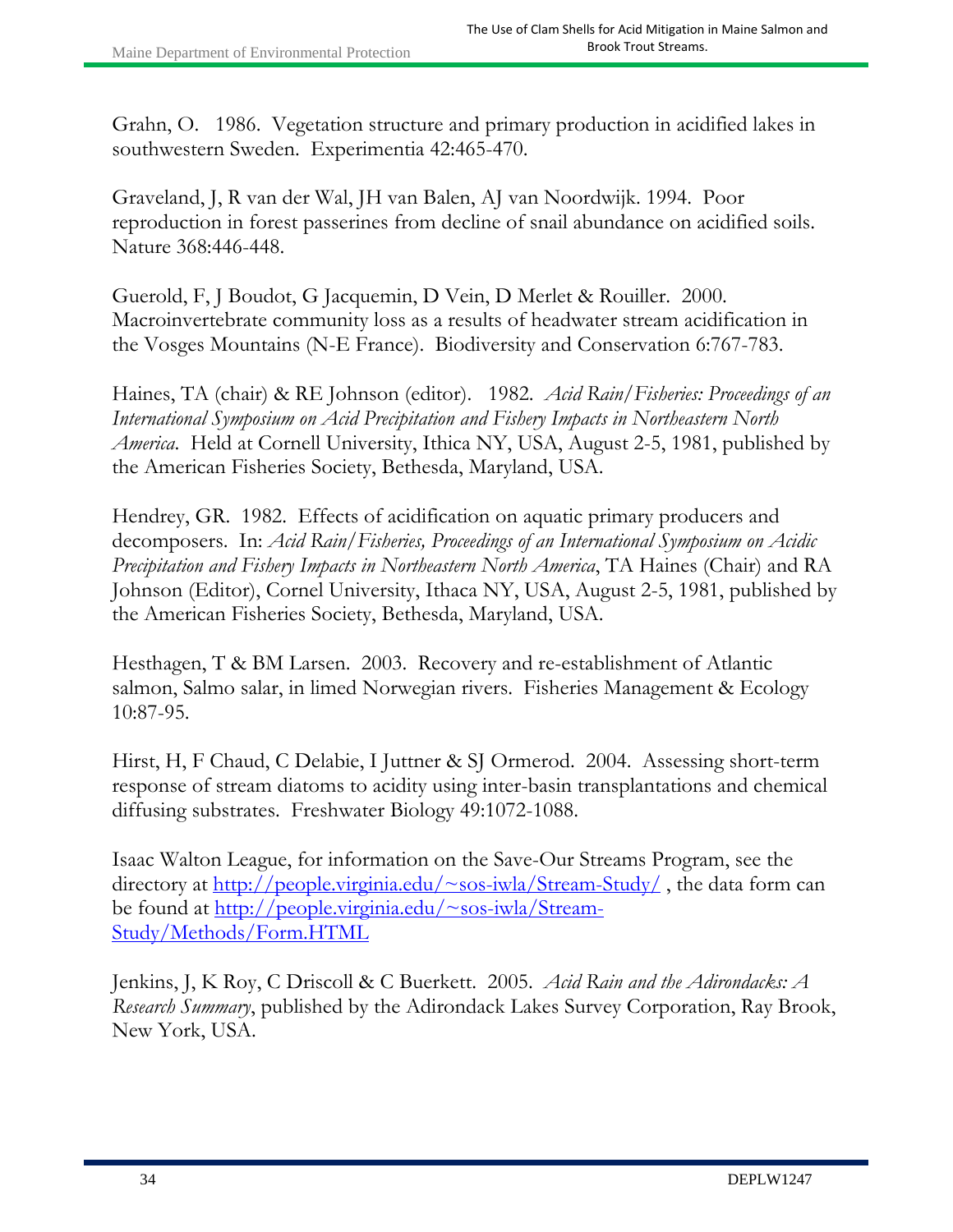Grahn, O. 1986. Vegetation structure and primary production in acidified lakes in southwestern Sweden. Experimentia 42:465-470.

Graveland, J, R van der Wal, JH van Balen, AJ van Noordwijk. 1994. Poor reproduction in forest passerines from decline of snail abundance on acidified soils. Nature 368:446-448.

Guerold, F, J Boudot, G Jacquemin, D Vein, D Merlet & Rouiller. 2000. Macroinvertebrate community loss as a results of headwater stream acidification in the Vosges Mountains (N-E France). Biodiversity and Conservation 6:767-783.

Haines, TA (chair) & RE Johnson (editor). 1982. *Acid Rain/Fisheries: Proceedings of an International Symposium on Acid Precipitation and Fishery Impacts in Northeastern North America*. Held at Cornell University, Ithica NY, USA, August 2-5, 1981, published by the American Fisheries Society, Bethesda, Maryland, USA.

Hendrey, GR. 1982. Effects of acidification on aquatic primary producers and decomposers. In: *Acid Rain/Fisheries, Proceedings of an International Symposium on Acidic Precipitation and Fishery Impacts in Northeastern North America*, TA Haines (Chair) and RA Johnson (Editor), Cornel University, Ithaca NY, USA, August 2-5, 1981, published by the American Fisheries Society, Bethesda, Maryland, USA.

Hesthagen, T & BM Larsen. 2003. Recovery and re-establishment of Atlantic salmon, Salmo salar, in limed Norwegian rivers. Fisheries Management & Ecology 10:87-95.

Hirst, H, F Chaud, C Delabie, I Juttner & SJ Ormerod. 2004. Assessing short-term response of stream diatoms to acidity using inter-basin transplantations and chemical diffusing substrates. Freshwater Biology 49:1072-1088.

Isaac Walton League, for information on the Save-Our Streams Program, see the directory at http://people.virginia.edu/~sos-iwla/Stream-Study/ , the data form can be found at http://people.virginia.edu/~sos-iwla/Stream-Study/Methods/Form.HTML

Jenkins, J, K Roy, C Driscoll & C Buerkett. 2005. *Acid Rain and the Adirondacks: A Research Summary*, published by the Adirondack Lakes Survey Corporation, Ray Brook, New York, USA.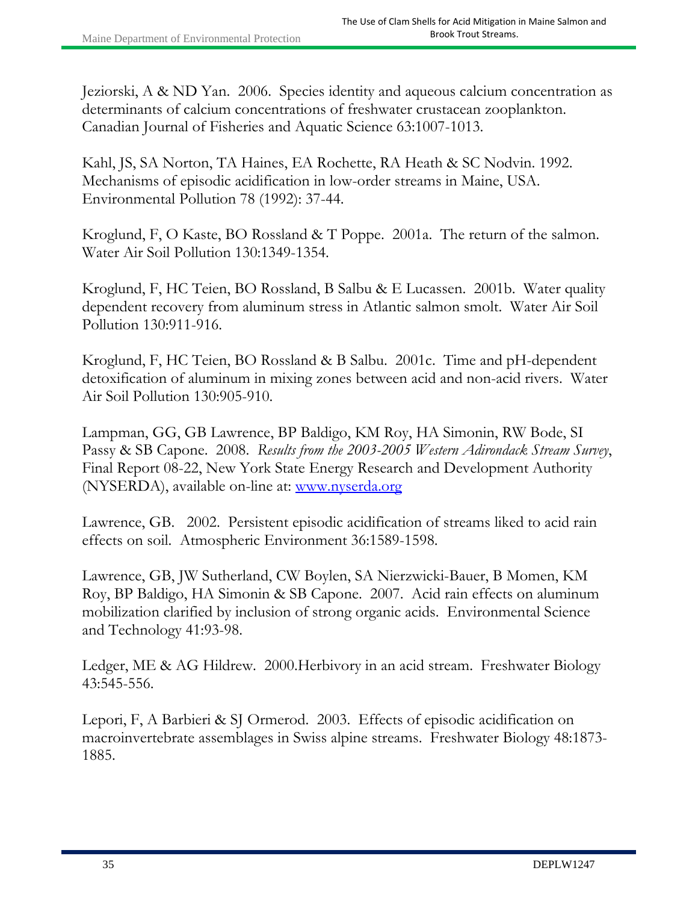Jeziorski, A & ND Yan. 2006. Species identity and aqueous calcium concentration as determinants of calcium concentrations of freshwater crustacean zooplankton. Canadian Journal of Fisheries and Aquatic Science 63:1007-1013.

Kahl, JS, SA Norton, TA Haines, EA Rochette, RA Heath & SC Nodvin. 1992. Mechanisms of episodic acidification in low-order streams in Maine, USA. Environmental Pollution 78 (1992): 37-44.

Kroglund, F, O Kaste, BO Rossland & T Poppe. 2001a. The return of the salmon. Water Air Soil Pollution 130:1349-1354.

Kroglund, F, HC Teien, BO Rossland, B Salbu & E Lucassen. 2001b. Water quality dependent recovery from aluminum stress in Atlantic salmon smolt. Water Air Soil Pollution 130:911-916.

Kroglund, F, HC Teien, BO Rossland & B Salbu. 2001c. Time and pH-dependent detoxification of aluminum in mixing zones between acid and non-acid rivers. Water Air Soil Pollution 130:905-910.

Lampman, GG, GB Lawrence, BP Baldigo, KM Roy, HA Simonin, RW Bode, SI Passy & SB Capone. 2008. *Results from the 2003-2005 Western Adirondack Stream Survey*, Final Report 08-22, New York State Energy Research and Development Authority (NYSERDA), available on-line at: [www.nyserda.org](www.nyserda.org)

Lawrence, GB. 2002. Persistent episodic acidification of streams liked to acid rain effects on soil. Atmospheric Environment 36:1589-1598.

Lawrence, GB, JW Sutherland, CW Boylen, SA Nierzwicki-Bauer, B Momen, KM Roy, BP Baldigo, HA Simonin & SB Capone. 2007. Acid rain effects on aluminum mobilization clarified by inclusion of strong organic acids. Environmental Science and Technology 41:93-98.

Ledger, ME & AG Hildrew. 2000.Herbivory in an acid stream. Freshwater Biology 43:545-556.

Lepori, F, A Barbieri & SJ Ormerod. 2003. Effects of episodic acidification on macroinvertebrate assemblages in Swiss alpine streams. Freshwater Biology 48:1873-1885.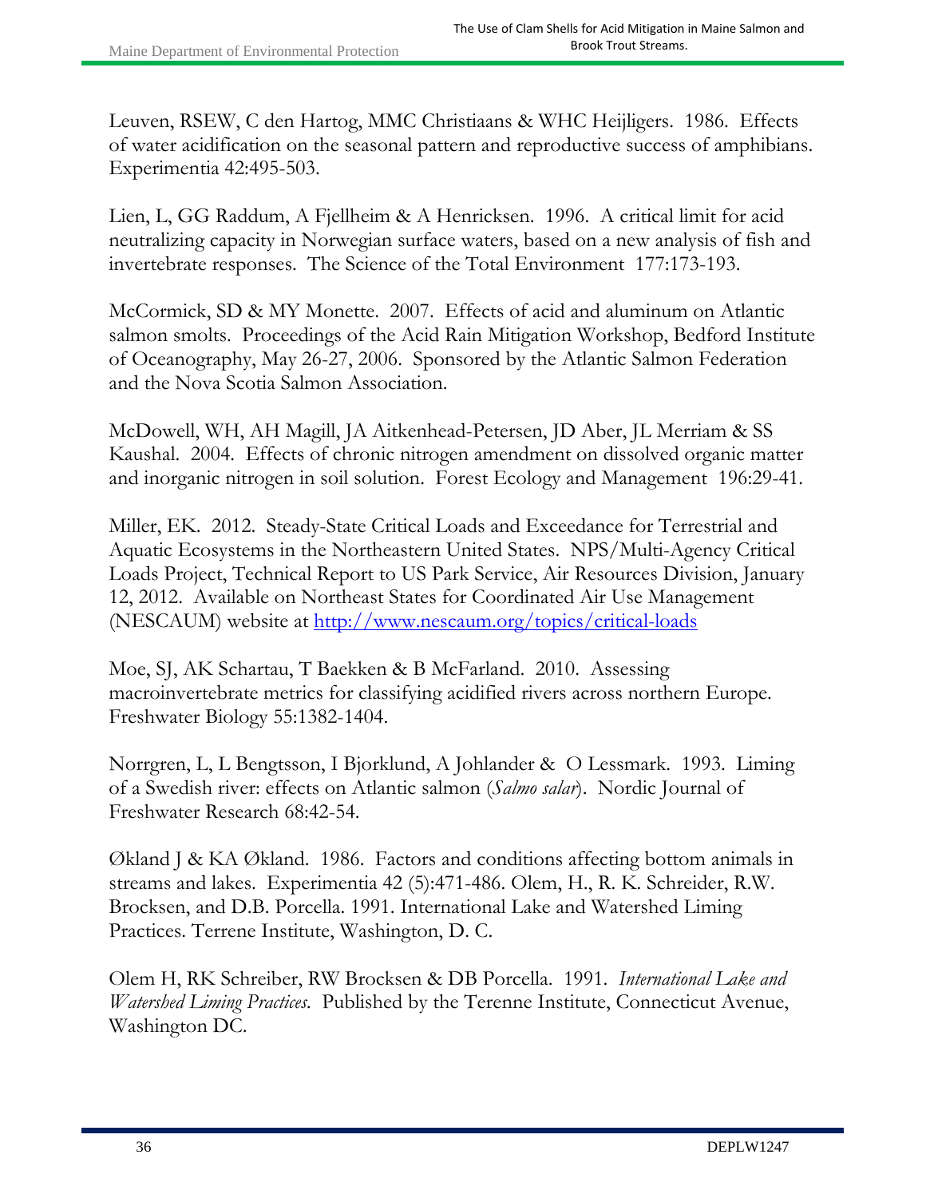Leuven, RSEW, C den Hartog, MMC Christiaans & WHC Heijligers. 1986. Effects of water acidification on the seasonal pattern and reproductive success of amphibians. Experimentia 42:495-503.

Lien, L, GG Raddum, A Fjellheim & A Henricksen. 1996. A critical limit for acid neutralizing capacity in Norwegian surface waters, based on a new analysis of fish and invertebrate responses. The Science of the Total Environment 177:173-193.

McCormick, SD & MY Monette. 2007. Effects of acid and aluminum on Atlantic salmon smolts. Proceedings of the Acid Rain Mitigation Workshop, Bedford Institute of Oceanography, May 26-27, 2006. Sponsored by the Atlantic Salmon Federation and the Nova Scotia Salmon Association.

McDowell, WH, AH Magill, JA Aitkenhead-Petersen, JD Aber, JL Merriam & SS Kaushal. 2004. Effects of chronic nitrogen amendment on dissolved organic matter and inorganic nitrogen in soil solution. Forest Ecology and Management 196:29-41.

Miller, EK. 2012. Steady-State Critical Loads and Exceedance for Terrestrial and Aquatic Ecosystems in the Northeastern United States. NPS/Multi-Agency Critical Loads Project, Technical Report to US Park Service, Air Resources Division, January 12, 2012. Available on Northeast States for Coordinated Air Use Management (NESCAUM) website at [http://www.nescaum.org/topics/critical-loads](http://www.nescaum.org/topics/critical-loads)

Moe, SJ, AK Schartau, T Baekken & B McFarland. 2010. Assessing macroinvertebrate metrics for classifying acidified rivers across northern Europe. Freshwater Biology 55:1382-1404.

Norrgren, L, L Bengtsson, I Bjorklund, A Johlander & O Lessmark. 1993. Liming of a Swedish river: effects on Atlantic salmon (*Salmo salar*). Nordic Journal of Freshwater Research 68:42-54.

Økland J & KA Økland. 1986. Factors and conditions affecting bottom animals in streams and lakes. Experimentia 42 (5):471-486. Olem, H., R. K. Schreider, R.W. Brocksen, and D.B. Porcella. 1991. International Lake and Watershed Liming Practices. Terrene Institute, Washington, D. C.

Olem H, RK Schreiber, RW Brocksen & DB Porcella. 1991. *International Lake and Watershed Liming Practices.* Published by the Terenne Institute, Connecticut Avenue, Washington DC.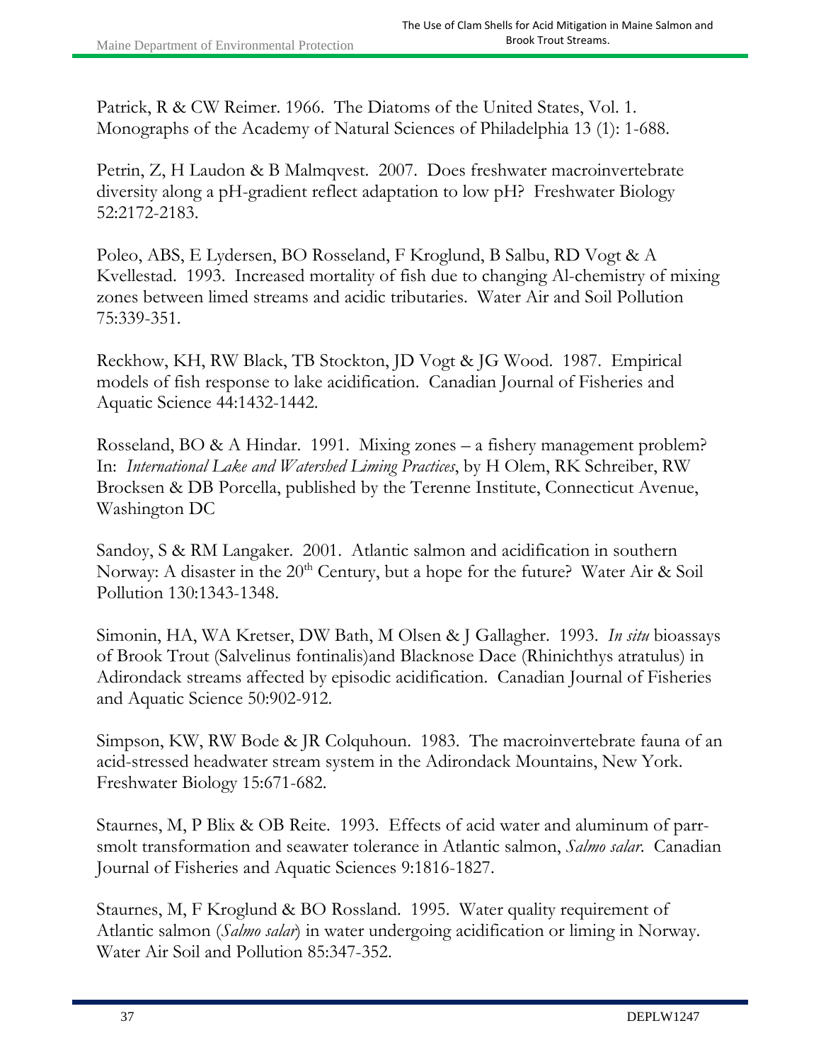Patrick, R & CW Reimer. 1966. The Diatoms of the United States, Vol. 1. Monographs of the Academy of Natural Sciences of Philadelphia 13 (1): 1-688.

Petrin, Z, H Laudon & B Malmqvest. 2007. Does freshwater macroinvertebrate diversity along a pH-gradient reflect adaptation to low pH? Freshwater Biology 52:2172-2183.

Poleo, ABS, E Lydersen, BO Rosseland, F Kroglund, B Salbu, RD Vogt & A Kvellestad. 1993. Increased mortality of fish due to changing Al-chemistry of mixing zones between limed streams and acidic tributaries. Water Air and Soil Pollution 75:339-351.

Reckhow, KH, RW Black, TB Stockton, JD Vogt & JG Wood. 1987. Empirical models of fish response to lake acidification. Canadian Journal of Fisheries and Aquatic Science 44:1432-1442.

Rosseland, BO & A Hindar. 1991. Mixing zones – a fishery management problem? In: *International Lake and Watershed Liming Practices*, by H Olem, RK Schreiber, RW Brocksen & DB Porcella, published by the Terenne Institute, Connecticut Avenue, Washington DC

Sandoy, S & RM Langaker. 2001. Atlantic salmon and acidification in southern Norway: A disaster in the 20th Century, but a hope for the future? Water Air & Soil Pollution 130:1343-1348.

Simonin, HA, WA Kretser, DW Bath, M Olsen & J Gallagher. 1993. *In situ* bioassays of Brook Trout (Salvelinus fontinalis)and Blacknose Dace (Rhinichthys atratulus) in Adirondack streams affected by episodic acidification. Canadian Journal of Fisheries and Aquatic Science 50:902-912.

Simpson, KW, RW Bode & JR Colquhoun. 1983. The macroinvertebrate fauna of an acid-stressed headwater stream system in the Adirondack Mountains, New York. Freshwater Biology 15:671-682.

Staurnes, M, P Blix & OB Reite. 1993. Effects of acid water and aluminum of parr-smolt transformation and seawater tolerance in Atlantic salmon, *Salmo salar*. Canadian Journal of Fisheries and Aquatic Sciences 9:1816-1827.

Staurnes, M, F Kroglund & BO Rossland. 1995. Water quality requirement of Atlantic salmon (*Salmo salar*) in water undergoing acidification or liming in Norway. Water Air Soil and Pollution 85:347-352.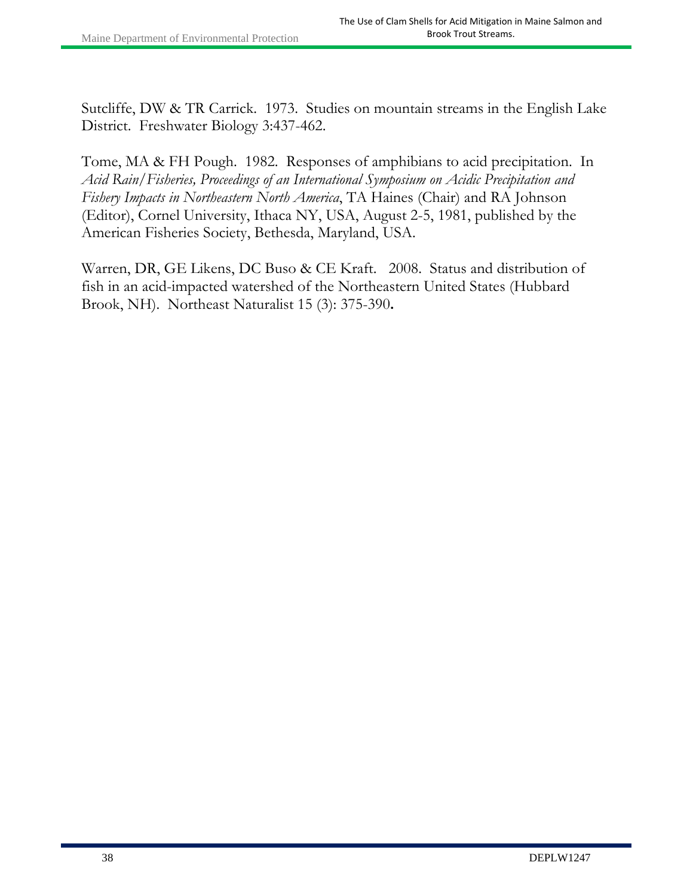Sutcliffe, DW & TR Carrick. 1973. Studies on mountain streams in the English Lake District. Freshwater Biology 3:437-462.

Tome, MA & FH Pough. 1982. Responses of amphibians to acid precipitation. In *Acid Rain/Fisheries, Proceedings of an International Symposium on Acidic Precipitation and Fishery Impacts in Northeastern North America*, TA Haines (Chair) and RA Johnson (Editor), Cornel University, Ithaca NY, USA, August 2-5, 1981, published by the American Fisheries Society, Bethesda, Maryland, USA.

Warren, DR, GE Likens, DC Buso & CE Kraft. 2008. Status and distribution of fish in an acid-impacted watershed of the Northeastern United States (Hubbard Brook, NH). Northeast Naturalist 15 (3): 375-390.